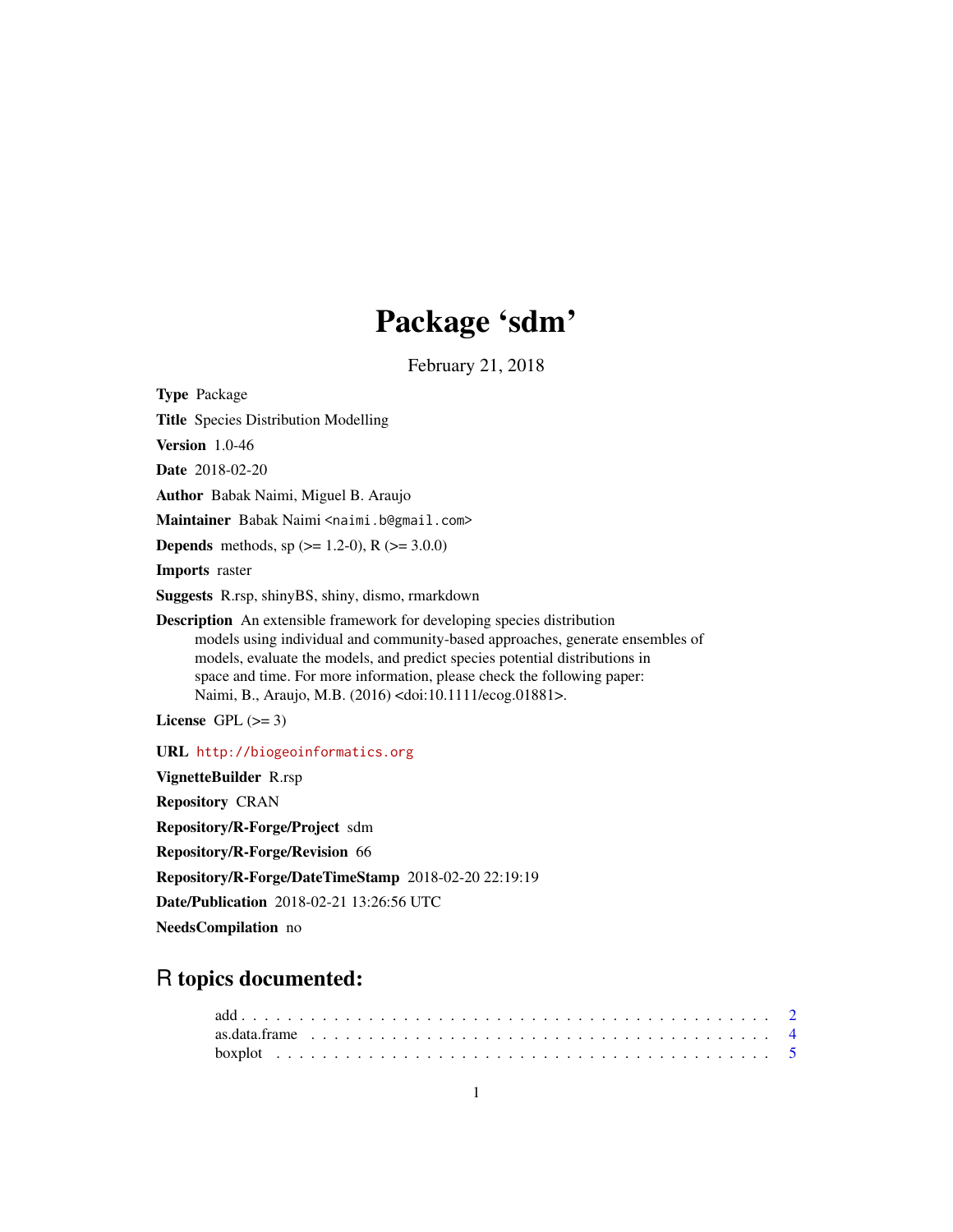# Package 'sdm'

February 21, 2018

**Type** Package

**Title** Species Distribution Modelling

**Version** 1.0-46

**Date** 2018-02-20

**Author** Babak Naimi, Miguel B. Araujo

**Maintainer** Babak Naimi <naimi.b@gmail.com>

**Depends** methods, sp (>= 1.2-0), R (>= 3.0.0)

**Imports** raster

**Suggests** R.rsp, shinyBS, shiny, dismo, rmarkdown

**Description** An extensible framework for developing species distribution models using individual and community-based approaches, generate ensembles of models, evaluate the models, and predict species potential distributions in space and time. For more information, please check the following paper: Naimi, B., Araujo, M.B. (2016) <doi:10.1111/ecog.01881>.

**License** GPL (>= 3)

**URL** http://biogeoinformatics.org

**VignetteBuilder** R.rsp

**Repository** CRAN

**Repository/R-Forge/Project** sdm

**Repository/R-Forge/Revision** 66

**Repository/R-Forge/DateTimeStamp** 2018-02-20 22:19:19

**Date/Publication** 2018-02-21 13:26:56 UTC

**NeedsCompilation** no

## R topics documented:

add . . . . . . . . . . . . . . . . . . . . . . . . . . . . . . . . . . . . . . . . . . . 2
as.data.frame . . . . . . . . . . . . . . . . . . . . . . . . . . . . . . . . . . . . . 4
boxplot . . . . . . . . . . . . . . . . . . . . . . . . . . . . . . . . . . . . . . . . 5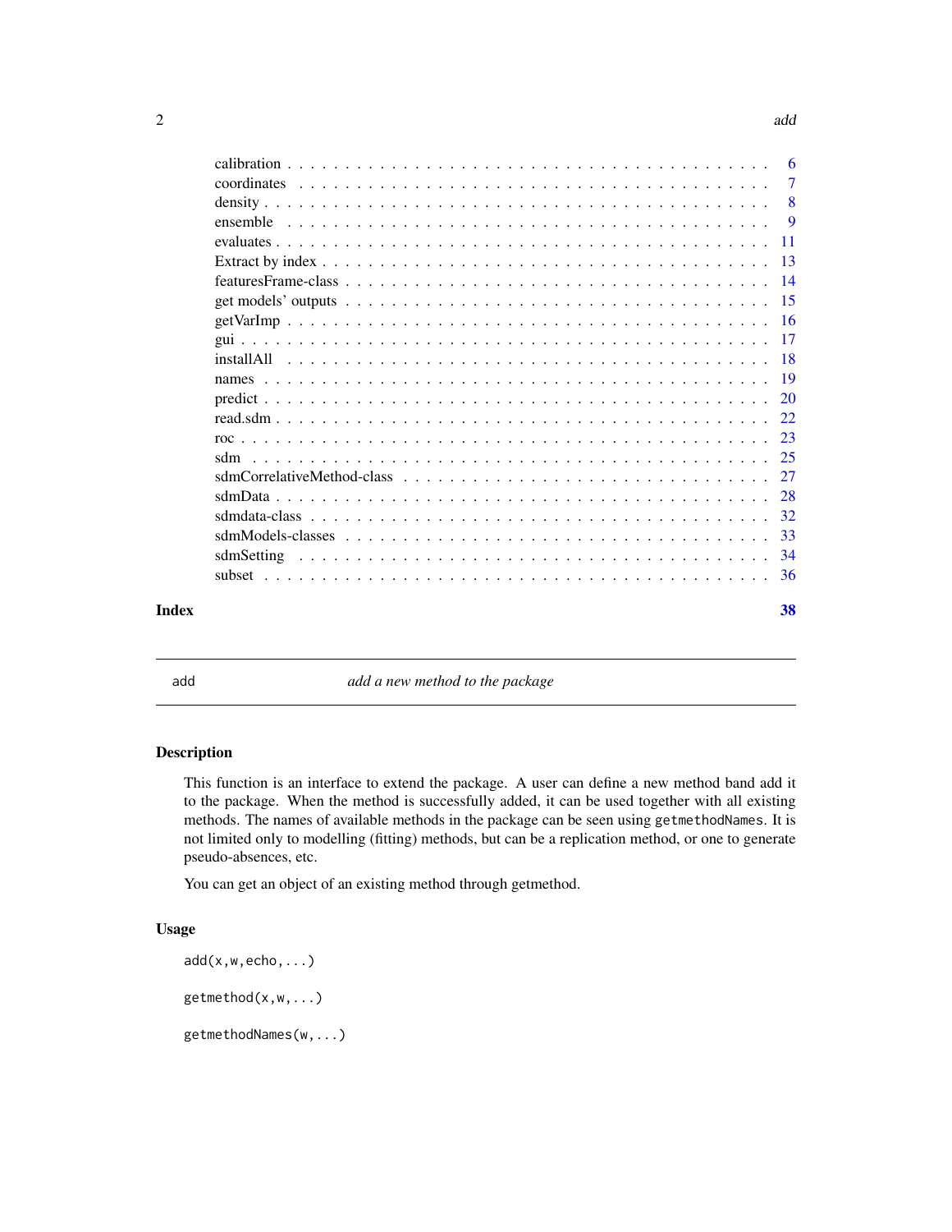| | |
|---|---|
| calibration | 6 |
| coordinates | 7 |
| density | 8 |
| ensemble | 9 |
| evaluates | 11 |
| Extract by index | 13 |
| featuresFrame-class | 14 |
| get models' outputs | 15 |
| getVarImp | 16 |
| gui | 17 |
| installAll | 18 |
| names | 19 |
| predict | 20 |
| read.sdm | 22 |
| roc | 23 |
| sdm | 25 |
| sdmCorrelativeMethod-class | 27 |
| sdmData | 28 |
| sdmdata-class | 32 |
| sdmModels-classes | 33 |
| sdmSetting | 34 |
| subset | 36 |

**Index** **38**

---

## add — *add a new method to the package*

---

### Description

This function is an interface to extend the package. A user can define a new method band add it to the package. When the method is successfully added, it can be used together with all existing methods. The names of available methods in the package can be seen using `getmethodNames`. It is not limited only to modelling (fitting) methods, but can be a replication method, or one to generate pseudo-absences, etc.

You can get an object of an existing method through getmethod.

### Usage

```
add(x,w,echo,...)

getmethod(x,w,...)

getmethodNames(w,...)
```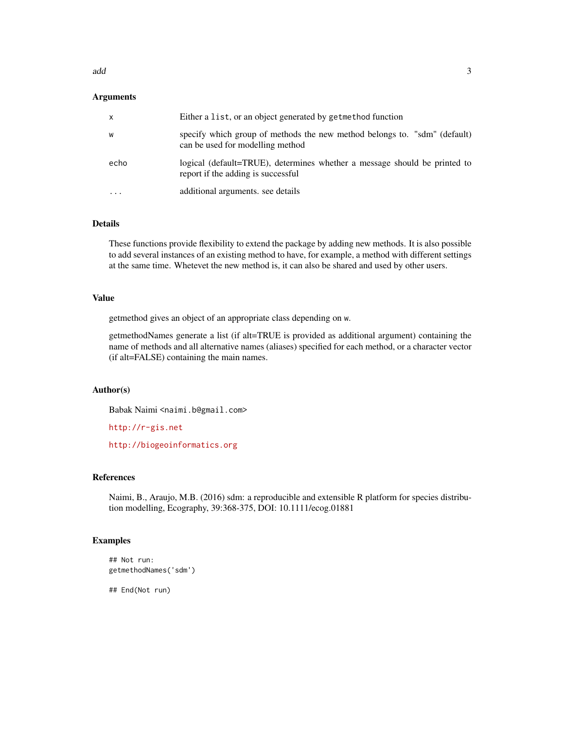## Arguments

| | |
|---|---|
| `x` | Either a `list`, or an object generated by `getmethod` function |
| `w` | specify which group of methods the new method belongs to. "sdm" (default) can be used for modelling method |
| `echo` | logical (default=TRUE), determines whether a message should be printed to report if the adding is successful |
| `...` | additional arguments. see details |

## Details

These functions provide flexibility to extend the package by adding new methods. It is also possible to add several instances of an existing method to have, for example, a method with different settings at the same time. Whetevet the new method is, it can also be shared and used by other users.

## Value

getmethod gives an object of an appropriate class depending on `w`.

getmethodNames generate a list (if alt=TRUE is provided as additional argument) containing the name of methods and all alternative names (aliases) specified for each method, or a character vector (if alt=FALSE) containing the main names.

## Author(s)

Babak Naimi <`naimi.b@gmail.com`>

http://r-gis.net

http://biogeoinformatics.org

## References

Naimi, B., Araujo, M.B. (2016) sdm: a reproducible and extensible R platform for species distribution modelling, Ecography, 39:368-375, DOI: 10.1111/ecog.01881

## Examples

```
## Not run:
getmethodNames('sdm')

## End(Not run)
```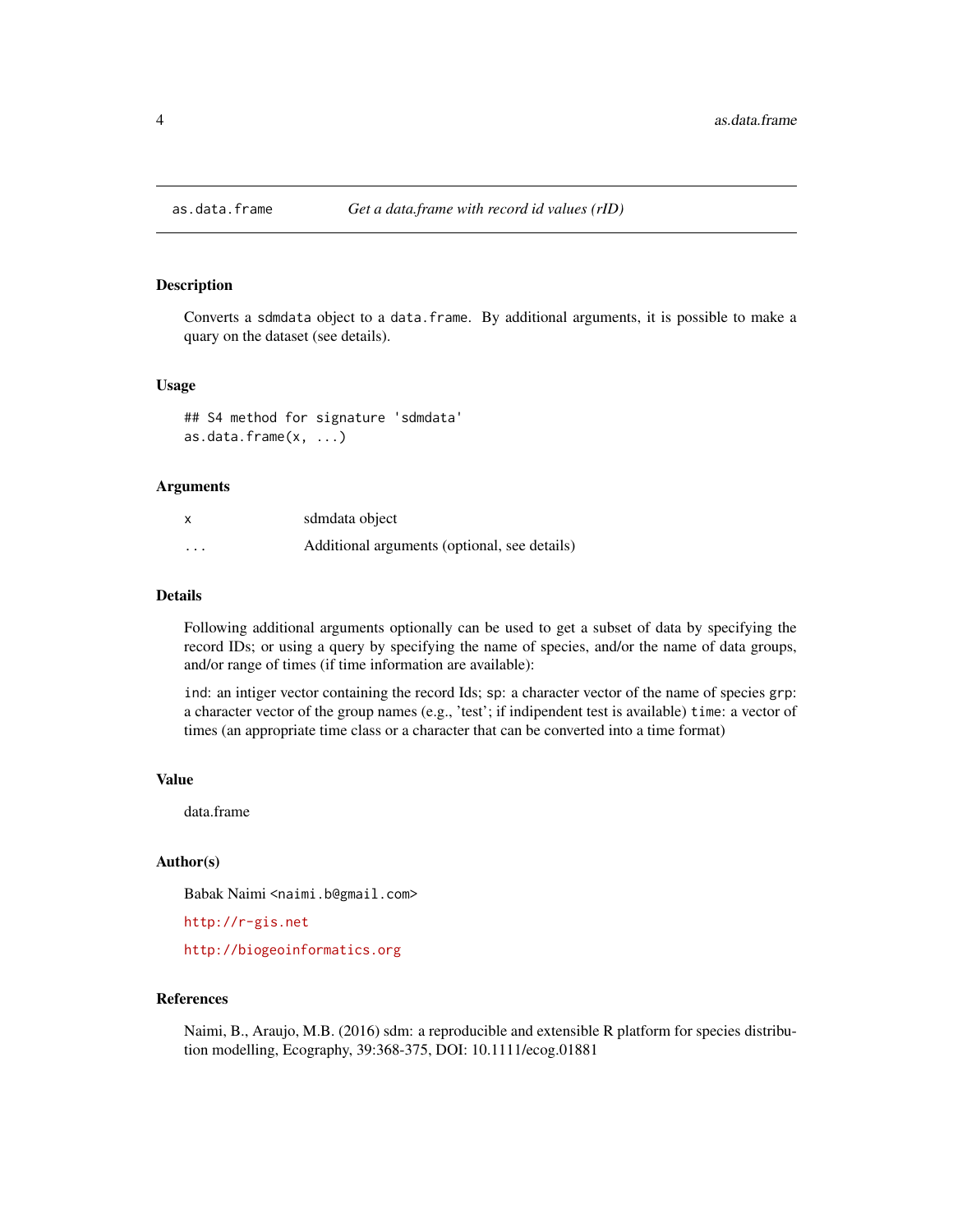# as.data.frame — *Get a data.frame with record id values (rID)*

## Description

Converts a `sdmdata` object to a `data.frame`. By additional arguments, it is possible to make a quary on the dataset (see details).

## Usage

```
## S4 method for signature 'sdmdata'
as.data.frame(x, ...)
```

## Arguments

| | |
|---|---|
| `x` | sdmdata object |
| `...` | Additional arguments (optional, see details) |

## Details

Following additional arguments optionally can be used to get a subset of data by specifying the record IDs; or using a query by specifying the name of species, and/or the name of data groups, and/or range of times (if time information are available):

`ind`: an intiger vector containing the record Ids; `sp`: a character vector of the name of species `grp`: a character vector of the group names (e.g., 'test'; if indipendent test is available) `time`: a vector of times (an appropriate time class or a character that can be converted into a time format)

## Value

data.frame

## Author(s)

Babak Naimi <`naimi.b@gmail.com`>

`http://r-gis.net`

`http://biogeoinformatics.org`

## References

Naimi, B., Araujo, M.B. (2016) sdm: a reproducible and extensible R platform for species distribution modelling, Ecography, 39:368-375, DOI: 10.1111/ecog.01881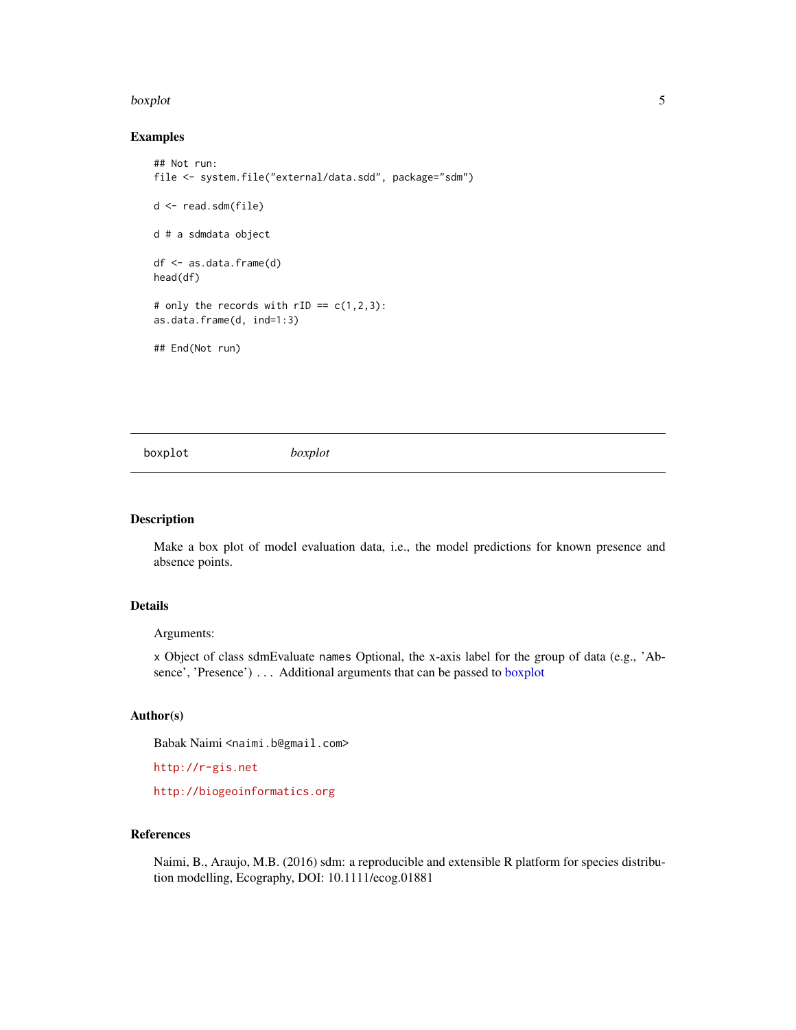## Examples

```
## Not run:
file <- system.file("external/data.sdd", package="sdm")

d <- read.sdm(file)

d # a sdmdata object

df <- as.data.frame(d)
head(df)

# only the records with rID == c(1,2,3):
as.data.frame(d, ind=1:3)

## End(Not run)
```

---

`boxplot` *boxplot*

---

## Description

Make a box plot of model evaluation data, i.e., the model predictions for known presence and absence points.

## Details

Arguments:

`x` Object of class sdmEvaluate `names` Optional, the x-axis label for the group of data (e.g., 'Absence', 'Presence') `...` Additional arguments that can be passed to boxplot

## Author(s)

Babak Naimi `<naimi.b@gmail.com>`

`http://r-gis.net`

`http://biogeoinformatics.org`

## References

Naimi, B., Araujo, M.B. (2016) sdm: a reproducible and extensible R platform for species distribution modelling, Ecography, DOI: 10.1111/ecog.01881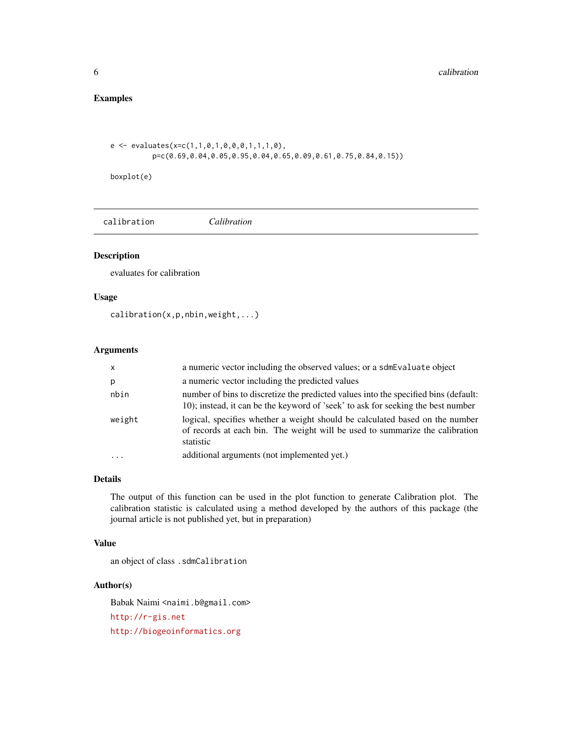## Examples

```
e <- evaluates(x=c(1,1,0,1,0,0,0,1,1,1,0),
         p=c(0.69,0.04,0.05,0.95,0.04,0.65,0.09,0.61,0.75,0.84,0.15))

boxplot(e)
```

---

`calibration` *Calibration*

---

### Description

evaluates for calibration

### Usage

```
calibration(x,p,nbin,weight,...)
```

### Arguments

| | |
|---|---|
| `x` | a numeric vector including the observed values; or a `sdmEvaluate` object |
| `p` | a numeric vector including the predicted values |
| `nbin` | number of bins to discretize the predicted values into the specified bins (default: 10); instead, it can be the keyword of 'seek' to ask for seeking the best number |
| `weight` | logical, specifies whether a weight should be calculated based on the number of records at each bin. The weight will be used to summarize the calibration statistic |
| `...` | additional arguments (not implemented yet.) |

### Details

The output of this function can be used in the plot function to generate Calibration plot. The calibration statistic is calculated using a method developed by the authors of this package (the journal article is not published yet, but in preparation)

### Value

an object of class `.sdmCalibration`

### Author(s)

Babak Naimi <`naimi.b@gmail.com`>

http://r-gis.net

http://biogeoinformatics.org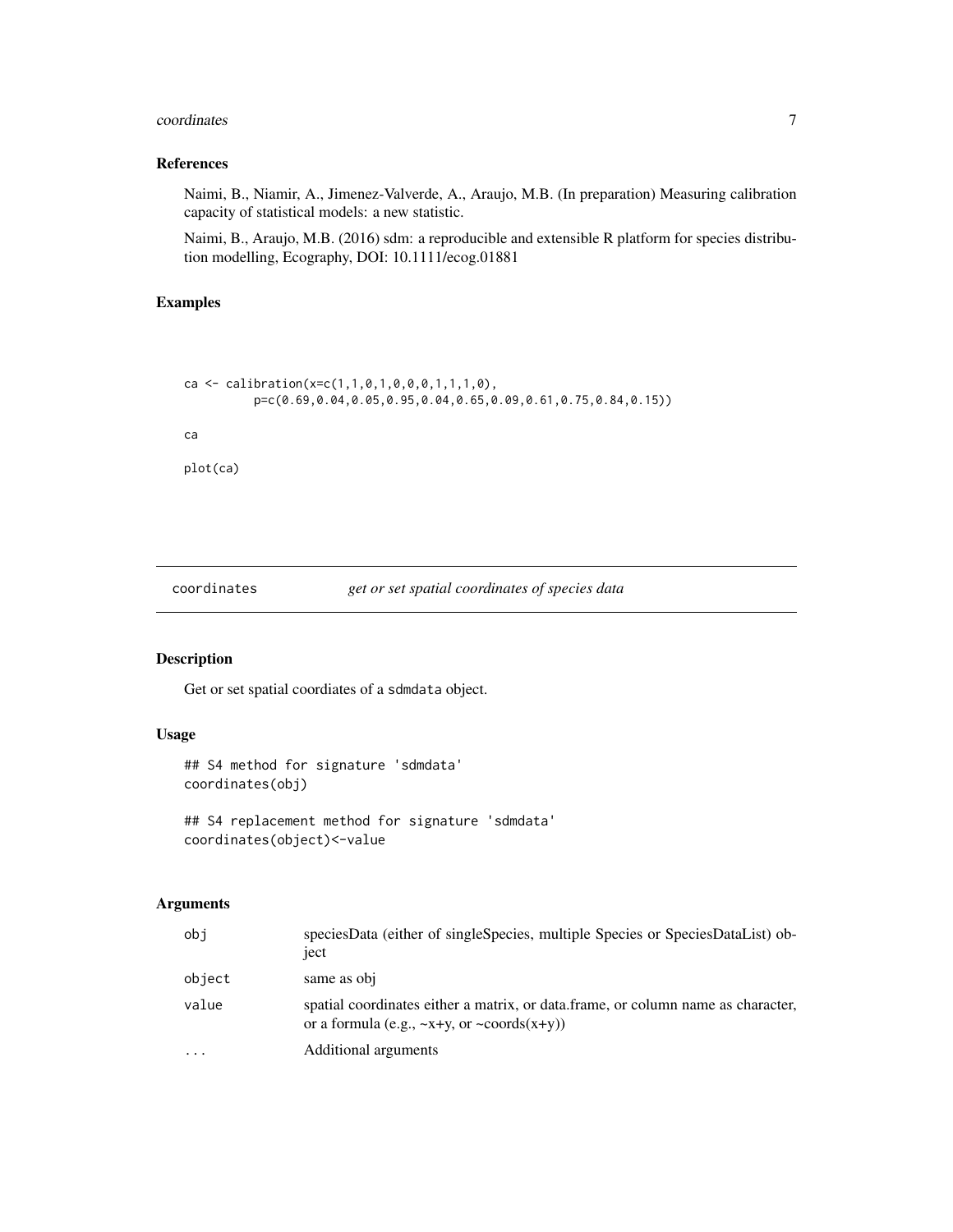### References

Naimi, B., Niamir, A., Jimenez-Valverde, A., Araujo, M.B. (In preparation) Measuring calibration capacity of statistical models: a new statistic.

Naimi, B., Araujo, M.B. (2016) sdm: a reproducible and extensible R platform for species distribution modelling, Ecography, DOI: 10.1111/ecog.01881

### Examples

```
ca <- calibration(x=c(1,1,0,1,0,0,0,1,1,1,0),
          p=c(0.69,0.04,0.05,0.95,0.04,0.65,0.09,0.61,0.75,0.84,0.15))

ca

plot(ca)
```

---

## coordinates *get or set spatial coordinates of species data*

### Description

Get or set spatial coordiates of a sdmdata object.

### Usage

```
## S4 method for signature 'sdmdata'
coordinates(obj)

## S4 replacement method for signature 'sdmdata'
coordinates(object)<-value
```

### Arguments

| | |
|---|---|
| obj | speciesData (either of singleSpecies, multiple Species or SpeciesDataList) object |
| object | same as obj |
| value | spatial coordinates either a matrix, or data.frame, or column name as character, or a formula (e.g., ~x+y, or ~coords(x+y)) |
| ... | Additional arguments |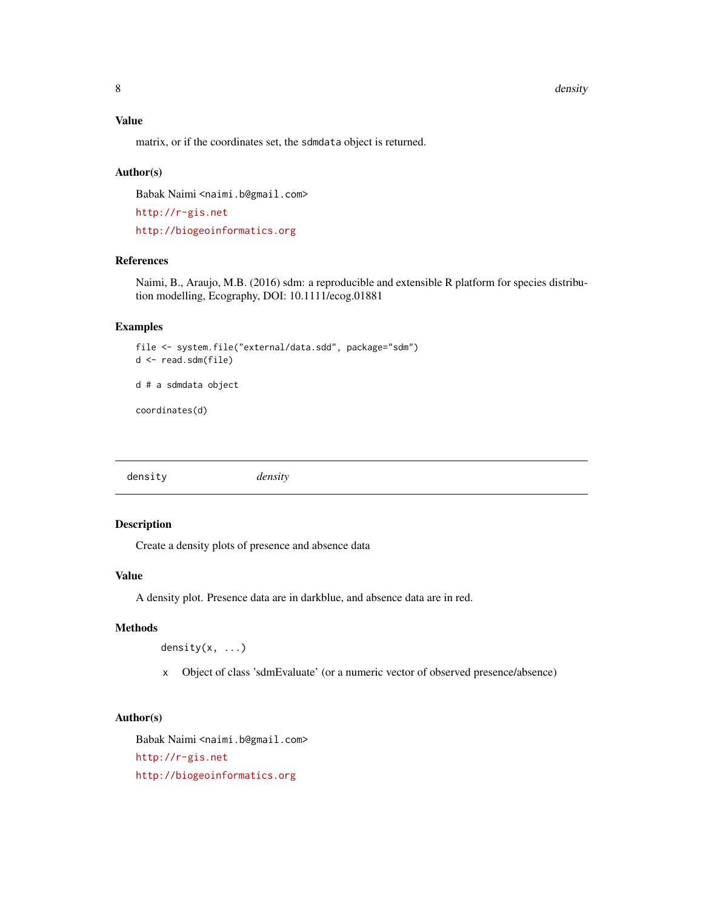### Value

matrix, or if the coordinates set, the `sdmdata` object is returned.

### Author(s)

Babak Naimi <naimi.b@gmail.com>

http://r-gis.net

http://biogeoinformatics.org

### References

Naimi, B., Araujo, M.B. (2016) sdm: a reproducible and extensible R platform for species distribution modelling, Ecography, DOI: 10.1111/ecog.01881

### Examples

```
file <- system.file("external/data.sdd", package="sdm")
d <- read.sdm(file)

d # a sdmdata object

coordinates(d)
```

---

## density *density*

---

### Description

Create a density plots of presence and absence data

### Value

A density plot. Presence data are in darkblue, and absence data are in red.

### Methods

```
density(x, ...)
```

- `x` Object of class 'sdmEvaluate' (or a numeric vector of observed presence/absence)

### Author(s)

Babak Naimi <naimi.b@gmail.com>

http://r-gis.net

http://biogeoinformatics.org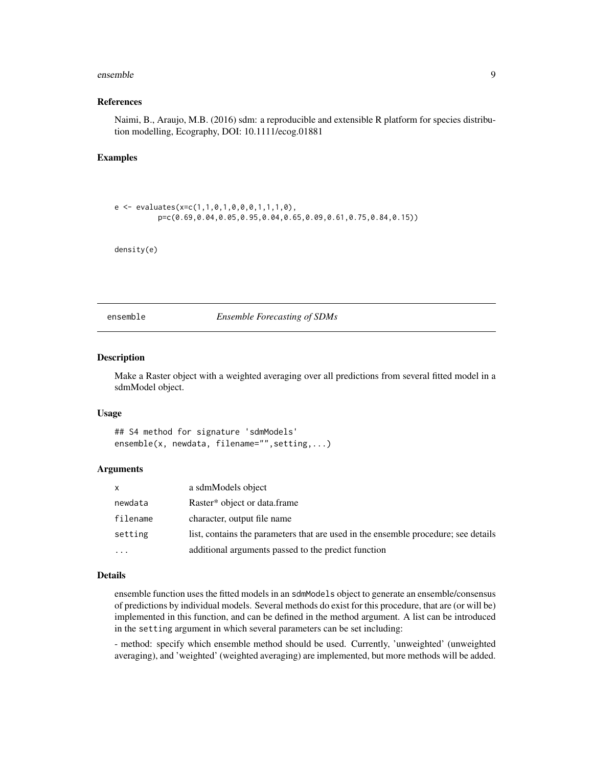### References

Naimi, B., Araujo, M.B. (2016) sdm: a reproducible and extensible R platform for species distribution modelling, Ecography, DOI: 10.1111/ecog.01881

### Examples

```
e <- evaluates(x=c(1,1,0,1,0,0,0,1,1,1,0),
         p=c(0.69,0.04,0.05,0.95,0.04,0.65,0.09,0.61,0.75,0.84,0.15))

density(e)
```

---

## ensemble — *Ensemble Forecasting of SDMs*

---

### Description

Make a Raster object with a weighted averaging over all predictions from several fitted model in a sdmModel object.

### Usage

```
## S4 method for signature 'sdmModels'
ensemble(x, newdata, filename="",setting,...)
```

### Arguments

| | |
|---|---|
| x | a sdmModels object |
| newdata | Raster* object or data.frame |
| filename | character, output file name |
| setting | list, contains the parameters that are used in the ensemble procedure; see details |
| ... | additional arguments passed to the predict function |

### Details

ensemble function uses the fitted models in an `sdmModels` object to generate an ensemble/consensus of predictions by individual models. Several methods do exist for this procedure, that are (or will be) implemented in this function, and can be defined in the method argument. A list can be introduced in the `setting` argument in which several parameters can be set including:

- method: specify which ensemble method should be used. Currently, 'unweighted' (unweighted averaging), and 'weighted' (weighted averaging) are implemented, but more methods will be added.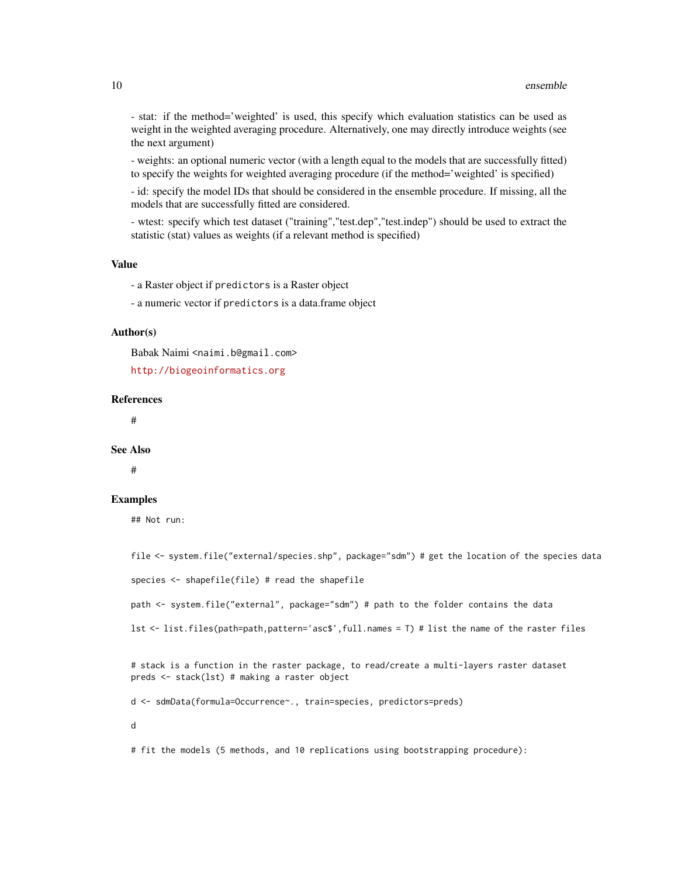- stat: if the method='weighted' is used, this specify which evaluation statistics can be used as weight in the weighted averaging procedure. Alternatively, one may directly introduce weights (see the next argument)

- weights: an optional numeric vector (with a length equal to the models that are successfully fitted) to specify the weights for weighted averaging procedure (if the method='weighted' is specified)

- id: specify the model IDs that should be considered in the ensemble procedure. If missing, all the models that are successfully fitted are considered.

- wtest: specify which test dataset ("training","test.dep","test.indep") should be used to extract the statistic (stat) values as weights (if a relevant method is specified)

## Value

- a Raster object if `predictors` is a Raster object

- a numeric vector if `predictors` is a data.frame object

## Author(s)

Babak Naimi <naimi.b@gmail.com>

http://biogeoinformatics.org

## References

#

## See Also

#

## Examples

```
## Not run:


file <- system.file("external/species.shp", package="sdm") # get the location of the species data

species <- shapefile(file) # read the shapefile

path <- system.file("external", package="sdm") # path to the folder contains the data

lst <- list.files(path=path,pattern='asc$',full.names = T) # list the name of the raster files


# stack is a function in the raster package, to read/create a multi-layers raster dataset
preds <- stack(lst) # making a raster object

d <- sdmData(formula=Occurrence~., train=species, predictors=preds)

d

# fit the models (5 methods, and 10 replications using bootstrapping procedure):
```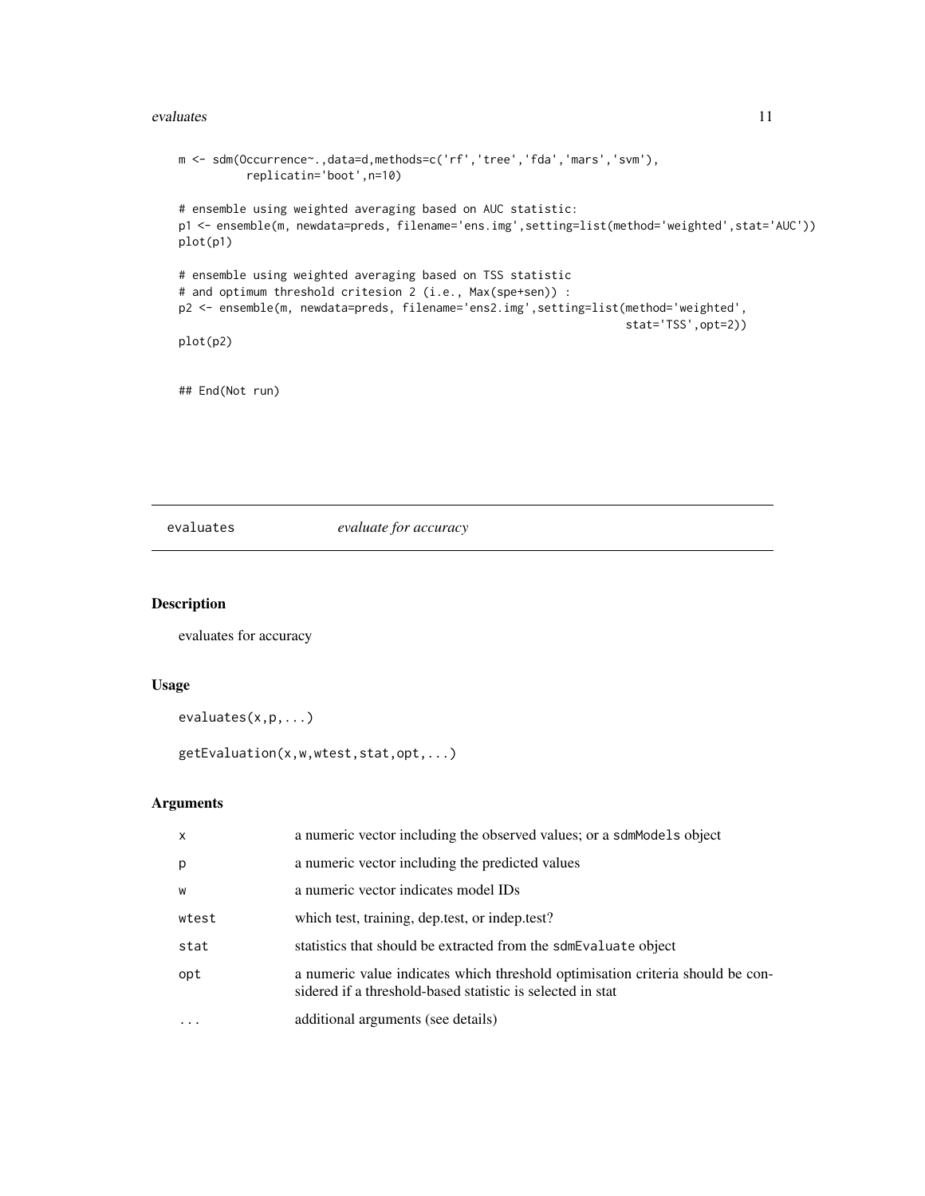```
m <- sdm(Occurrence~.,data=d,methods=c('rf','tree','fda','mars','svm'),
          replicatin='boot',n=10)

# ensemble using weighted averaging based on AUC statistic:
p1 <- ensemble(m, newdata=preds, filename='ens.img',setting=list(method='weighted',stat='AUC'))
plot(p1)

# ensemble using weighted averaging based on TSS statistic
# and optimum threshold critesion 2 (i.e., Max(spe+sen)) :
p2 <- ensemble(m, newdata=preds, filename='ens2.img',setting=list(method='weighted',
                                                                   stat='TSS',opt=2))
plot(p2)


## End(Not run)
```

## evaluates *evaluate for accuracy*

### Description

evaluates for accuracy

### Usage

```
evaluates(x,p,...)

getEvaluation(x,w,wtest,stat,opt,...)
```

### Arguments

| | |
|---|---|
| x | a numeric vector including the observed values; or a sdmModels object |
| p | a numeric vector including the predicted values |
| w | a numeric vector indicates model IDs |
| wtest | which test, training, dep.test, or indep.test? |
| stat | statistics that should be extracted from the sdmEvaluate object |
| opt | a numeric value indicates which threshold optimisation criteria should be considered if a threshold-based statistic is selected in stat |
| ... | additional arguments (see details) |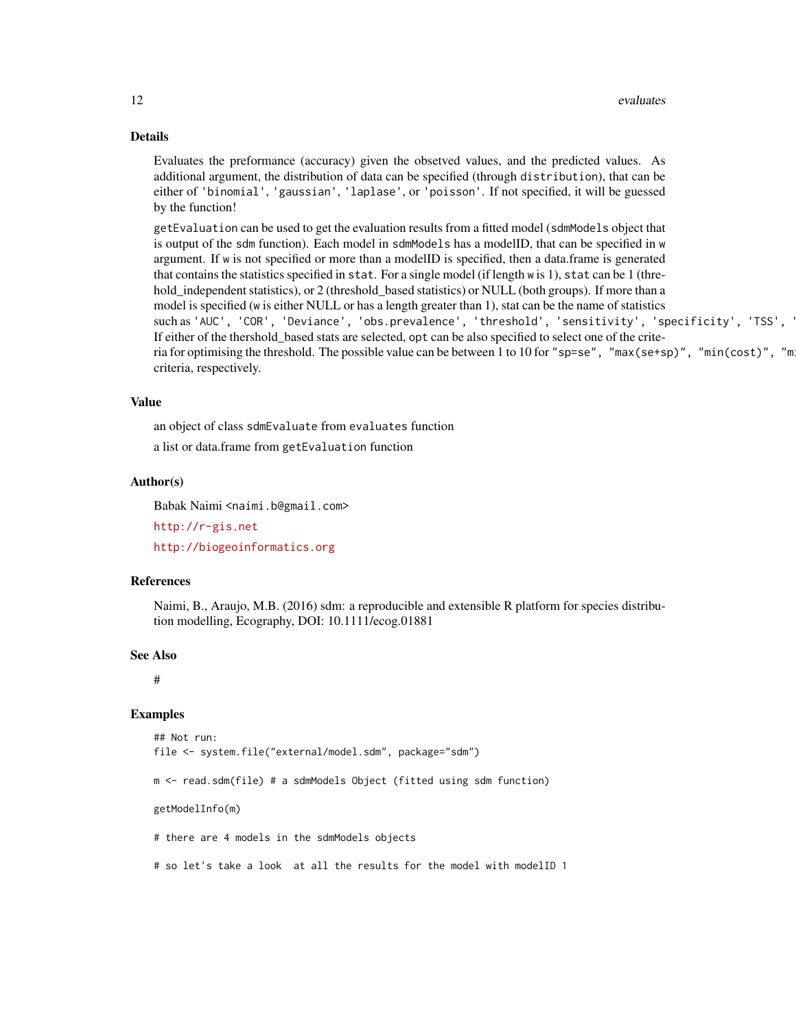## Details

Evaluates the preformance (accuracy) given the obsetved values, and the predicted values. As additional argument, the distribution of data can be specified (through `distribution`), that can be either of `'binomial'`, `'gaussian'`, `'laplase'`, or `'poisson'`. If not specified, it will be guessed by the function!

`getEvaluation` can be used to get the evaluation results from a fitted model (`sdmModels` object that is output of the `sdm` function). Each model in `sdmModels` has a modelID, that can be specified in `w` argument. If `w` is not specified or more than a modelID is specified, then a data.frame is generated that contains the statistics specified in `stat`. For a single model (if length `w` is 1), `stat` can be 1 (threhold_independent statistics), or 2 (threshold_based statistics) or NULL (both groups). If more than a model is specified (`w` is either NULL or has a length greater than 1), stat can be the name of statistics such as `'AUC', 'COR', 'Deviance', 'obs.prevalence', 'threshold', 'sensitivity', 'specificity', 'TSS', '`
If either of the thershold_based stats are selected, `opt` can be also specified to select one of the criteria for optimising the threshold. The possible value can be between 1 to 10 for `"sp=se", "max(se+sp)", "min(cost)", "m`
criteria, respectively.

## Value

an object of class `sdmEvaluate` from `evaluates` function

a list or data.frame from `getEvaluation` function

## Author(s)

Babak Naimi <naimi.b@gmail.com>

http://r-gis.net

http://biogeoinformatics.org

## References

Naimi, B., Araujo, M.B. (2016) sdm: a reproducible and extensible R platform for species distribution modelling, Ecography, DOI: 10.1111/ecog.01881

## See Also

#

## Examples

```
## Not run:
file <- system.file("external/model.sdm", package="sdm")

m <- read.sdm(file) # a sdmModels Object (fitted using sdm function)

getModelInfo(m)

# there are 4 models in the sdmModels objects

# so let's take a look  at all the results for the model with modelID 1
```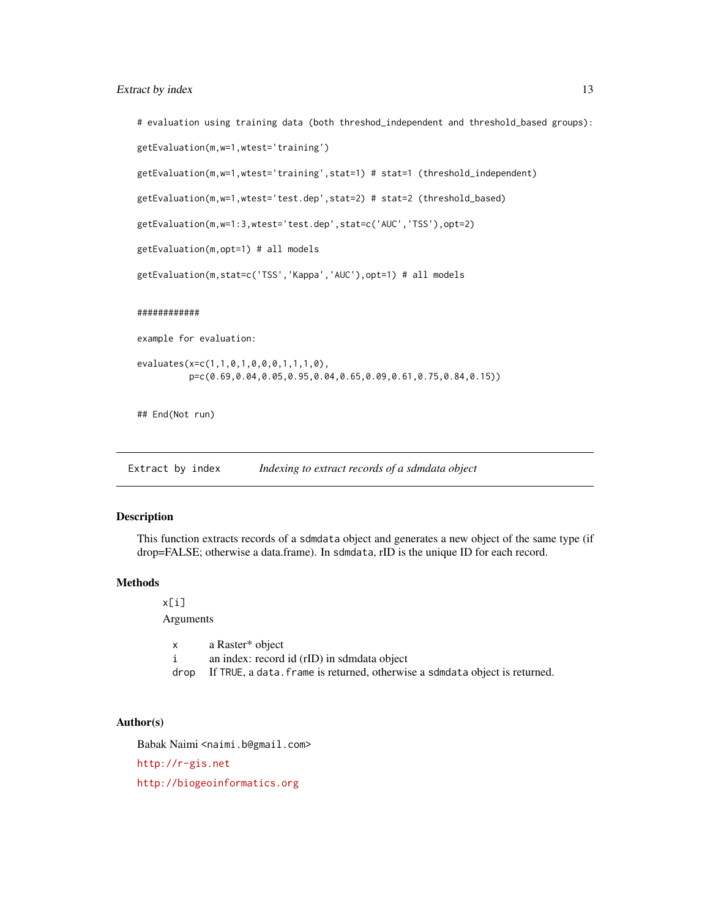```
# evaluation using training data (both threshod_independent and threshold_based groups):

getEvaluation(m,w=1,wtest='training')

getEvaluation(m,w=1,wtest='training',stat=1) # stat=1 (threshold_independent)

getEvaluation(m,w=1,wtest='test.dep',stat=2) # stat=2 (threshold_based)

getEvaluation(m,w=1:3,wtest='test.dep',stat=c('AUC','TSS'),opt=2)

getEvaluation(m,opt=1) # all models

getEvaluation(m,stat=c('TSS','Kappa','AUC'),opt=1) # all models


############

example for evaluation:

evaluates(x=c(1,1,0,1,0,0,0,1,1,1,0),
          p=c(0.69,0.04,0.05,0.95,0.04,0.65,0.09,0.61,0.75,0.84,0.15))


## End(Not run)
```

## Extract by index — *Indexing to extract records of a sdmdata object*

### Description

This function extracts records of a sdmdata object and generates a new object of the same type (if drop=FALSE; otherwise a data.frame). In sdmdata, rID is the unique ID for each record.

### Methods

x[i]

Arguments

| | |
|---|---|
| x | a Raster* object |
| i | an index: record id (rID) in sdmdata object |
| drop | If TRUE, a data.frame is returned, otherwise a sdmdata object is returned. |

### Author(s)

Babak Naimi <naimi.b@gmail.com>

http://r-gis.net

http://biogeoinformatics.org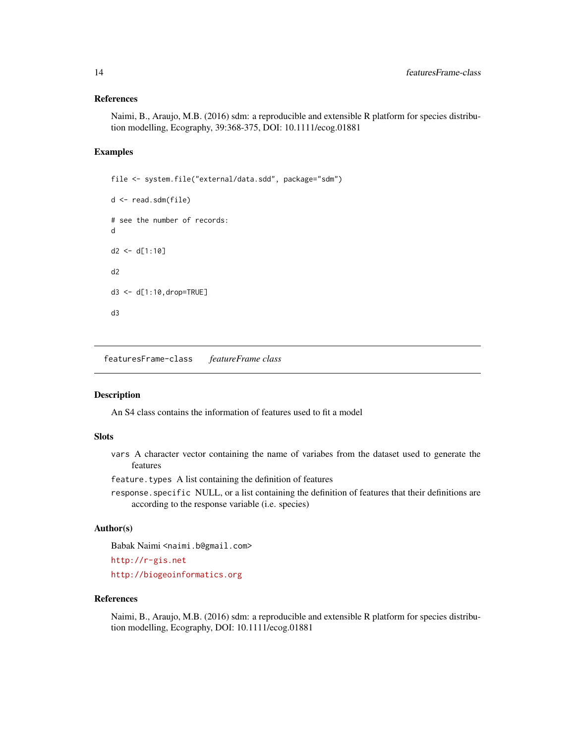### References

Naimi, B., Araujo, M.B. (2016) sdm: a reproducible and extensible R platform for species distribution modelling, Ecography, 39:368-375, DOI: 10.1111/ecog.01881

### Examples

```
file <- system.file("external/data.sdd", package="sdm")

d <- read.sdm(file)

# see the number of records:
d

d2 <- d[1:10]

d2

d3 <- d[1:10,drop=TRUE]

d3
```

---

## featuresFrame-class    *featureFrame class*

---

### Description

An S4 class contains the information of features used to fit a model

### Slots

`vars` A character vector containing the name of variabes from the dataset used to generate the features

`feature.types` A list containing the definition of features

`response.specific` NULL, or a list containing the definition of features that their definitions are according to the response variable (i.e. species)

### Author(s)

Babak Naimi <naimi.b@gmail.com>

http://r-gis.net

http://biogeoinformatics.org

### References

Naimi, B., Araujo, M.B. (2016) sdm: a reproducible and extensible R platform for species distribution modelling, Ecography, DOI: 10.1111/ecog.01881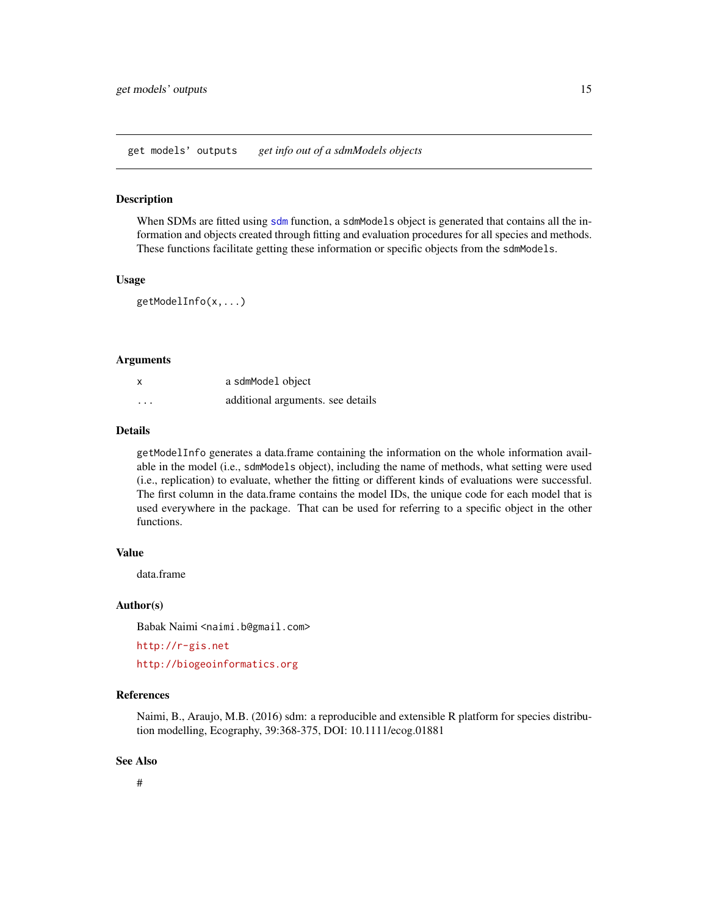## get models' outputs *get info out of a sdmModels objects*

### Description

When SDMs are fitted using `sdm` function, a `sdmModels` object is generated that contains all the information and objects created through fitting and evaluation procedures for all species and methods. These functions facilitate getting these information or specific objects from the `sdmModels`.

### Usage

```
getModelInfo(x,...)
```

### Arguments

| | |
|---|---|
| x | a `sdmModel` object |
| ... | additional arguments. see details |

### Details

`getModelInfo` generates a data.frame containing the information on the whole information available in the model (i.e., `sdmModels` object), including the name of methods, what setting were used (i.e., replication) to evaluate, whether the fitting or different kinds of evaluations were successful. The first column in the data.frame contains the model IDs, the unique code for each model that is used everywhere in the package. That can be used for referring to a specific object in the other functions.

### Value

data.frame

### Author(s)

Babak Naimi <naimi.b@gmail.com>

http://r-gis.net

http://biogeoinformatics.org

### References

Naimi, B., Araujo, M.B. (2016) sdm: a reproducible and extensible R platform for species distribution modelling, Ecography, 39:368-375, DOI: 10.1111/ecog.01881

### See Also

#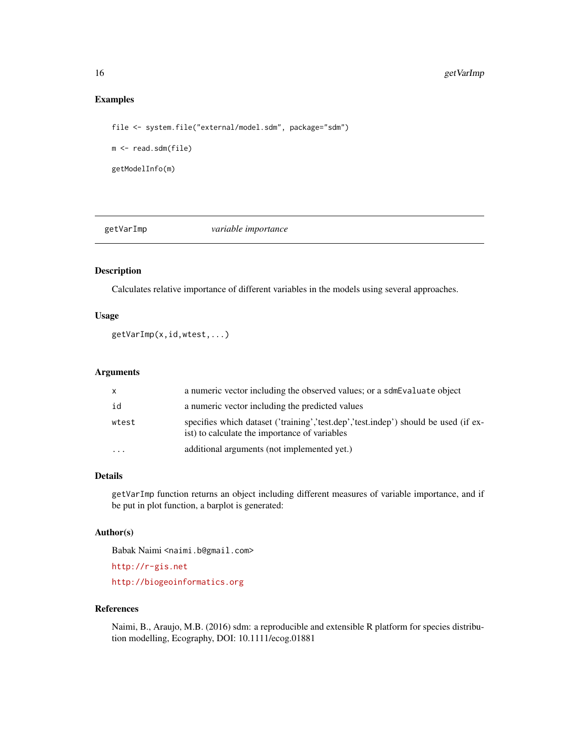## Examples

```
file <- system.file("external/model.sdm", package="sdm")

m <- read.sdm(file)

getModelInfo(m)
```

---

# getVarImp &nbsp;&nbsp;&nbsp;&nbsp;&nbsp;&nbsp;&nbsp;&nbsp; *variable importance*

---

### Description

Calculates relative importance of different variables in the models using several approaches.

### Usage

```
getVarImp(x,id,wtest,...)
```

### Arguments

| | |
|---|---|
| `x` | a numeric vector including the observed values; or a `sdmEvaluate` object |
| `id` | a numeric vector including the predicted values |
| `wtest` | specifies which dataset ('training','test.dep','test.indep') should be used (if exist) to calculate the importance of variables |
| `...` | additional arguments (not implemented yet.) |

### Details

`getVarImp` function returns an object including different measures of variable importance, and if be put in plot function, a barplot is generated:

### Author(s)

Babak Naimi <`naimi.b@gmail.com`>

http://r-gis.net

http://biogeoinformatics.org

### References

Naimi, B., Araujo, M.B. (2016) sdm: a reproducible and extensible R platform for species distribution modelling, Ecography, DOI: 10.1111/ecog.01881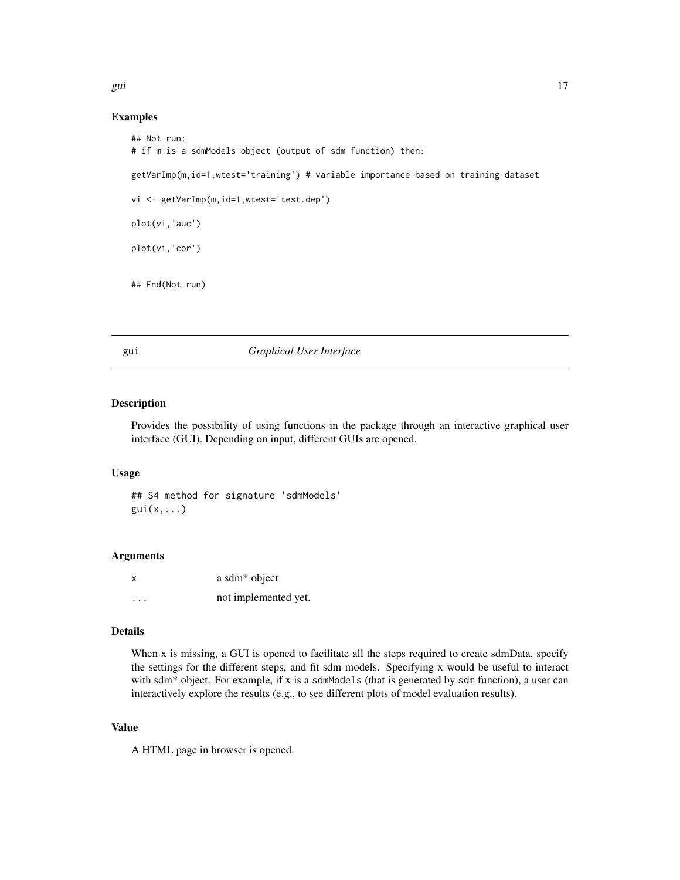## Examples

```
## Not run:
# if m is a sdmModels object (output of sdm function) then:

getVarImp(m,id=1,wtest='training') # variable importance based on training dataset

vi <- getVarImp(m,id=1,wtest='test.dep')

plot(vi,'auc')

plot(vi,'cor')


## End(Not run)
```

---

# gui *Graphical User Interface*

---

## Description

Provides the possibility of using functions in the package through an interactive graphical user interface (GUI). Depending on input, different GUIs are opened.

## Usage

```
## S4 method for signature 'sdmModels'
gui(x,...)
```

## Arguments

| | |
|---|---|
| x | a sdm* object |
| ... | not implemented yet. |

## Details

When x is missing, a GUI is opened to facilitate all the steps required to create sdmData, specify the settings for the different steps, and fit sdm models. Specifying x would be useful to interact with sdm* object. For example, if x is a `sdmModels` (that is generated by `sdm` function), a user can interactively explore the results (e.g., to see different plots of model evaluation results).

## Value

A HTML page in browser is opened.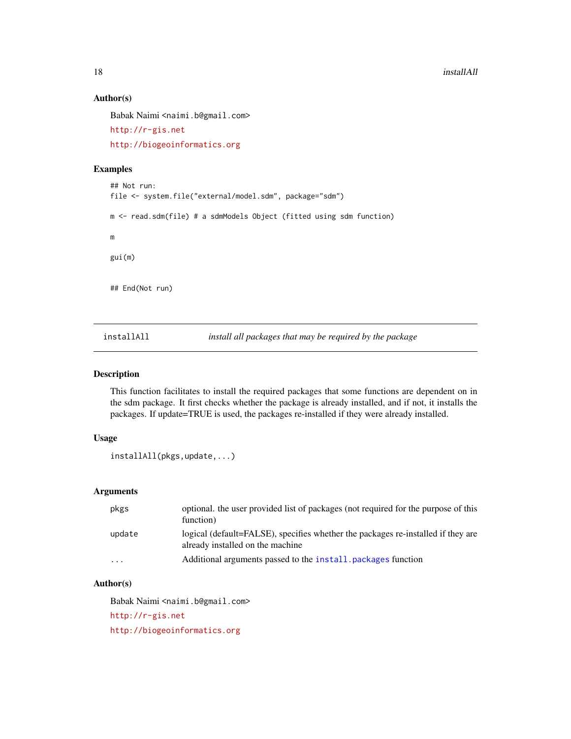### Author(s)

Babak Naimi <naimi.b@gmail.com>

http://r-gis.net

http://biogeoinformatics.org

### Examples

```
## Not run:
file <- system.file("external/model.sdm", package="sdm")

m <- read.sdm(file) # a sdmModels Object (fitted using sdm function)

m

gui(m)


## End(Not run)
```

---

## installAll — *install all packages that may be required by the package*

---

### Description

This function facilitates to install the required packages that some functions are dependent on in the sdm package. It first checks whether the package is already installed, and if not, it installs the packages. If update=TRUE is used, the packages re-installed if they were already installed.

### Usage

```
installAll(pkgs,update,...)
```

### Arguments

| | |
|---|---|
| `pkgs` | optional. the user provided list of packages (not required for the purpose of this function) |
| `update` | logical (default=FALSE), specifies whether the packages re-installed if they are already installed on the machine |
| `...` | Additional arguments passed to the `install.packages` function |

### Author(s)

Babak Naimi <naimi.b@gmail.com>

http://r-gis.net

http://biogeoinformatics.org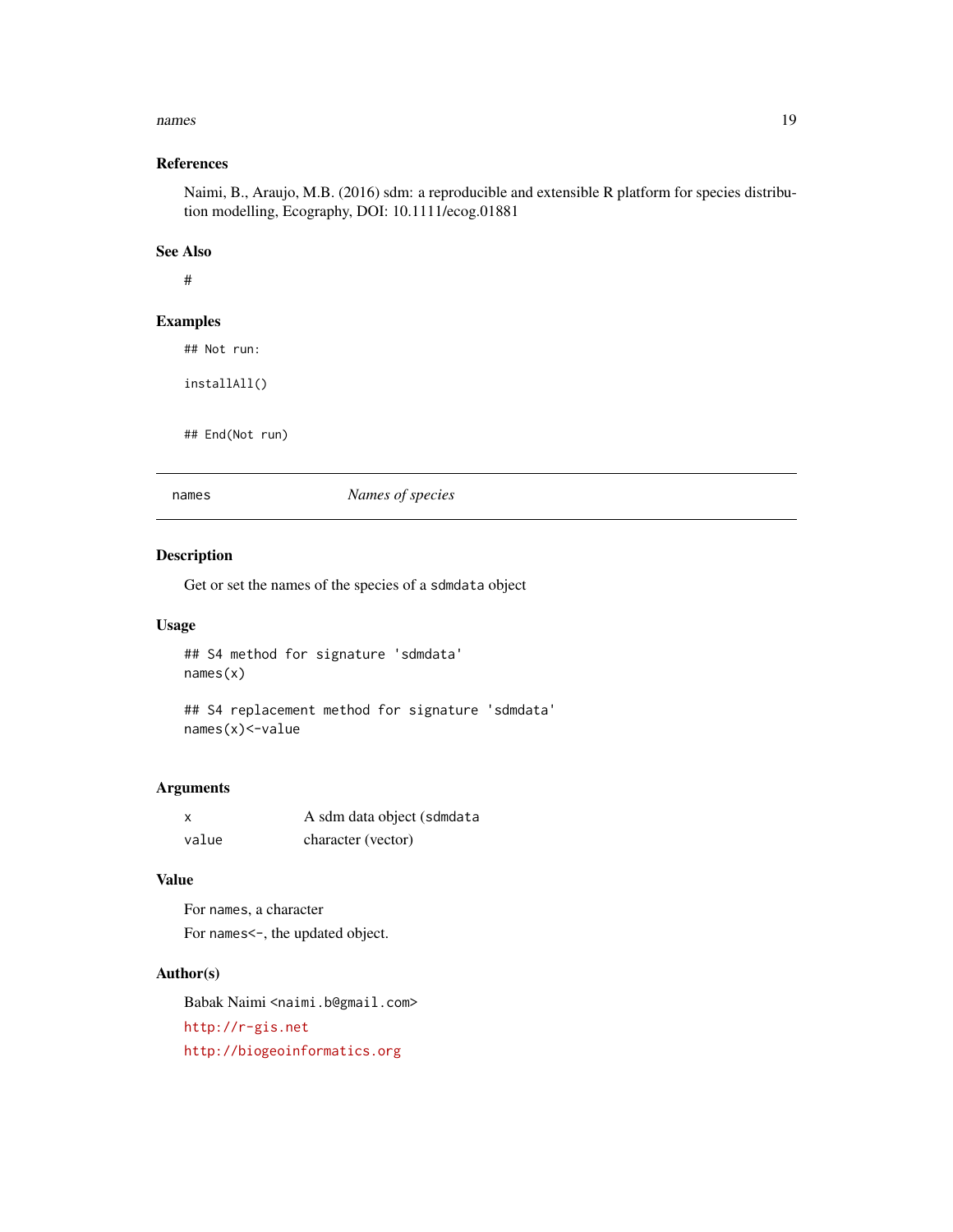## References

Naimi, B., Araujo, M.B. (2016) sdm: a reproducible and extensible R platform for species distribution modelling, Ecography, DOI: 10.1111/ecog.01881

## See Also

#

## Examples

```
## Not run:

installAll()


## End(Not run)
```

---

# names — *Names of species*

## Description

Get or set the names of the species of a `sdmdata` object

## Usage

```
## S4 method for signature 'sdmdata'
names(x)

## S4 replacement method for signature 'sdmdata'
names(x)<-value
```

## Arguments

| | |
|---|---|
| `x` | A sdm data object (`sdmdata` |
| `value` | character (vector) |

## Value

For `names`, a character

For `names<-`, the updated object.

## Author(s)

Babak Naimi <`naimi.b@gmail.com`>

http://r-gis.net

http://biogeoinformatics.org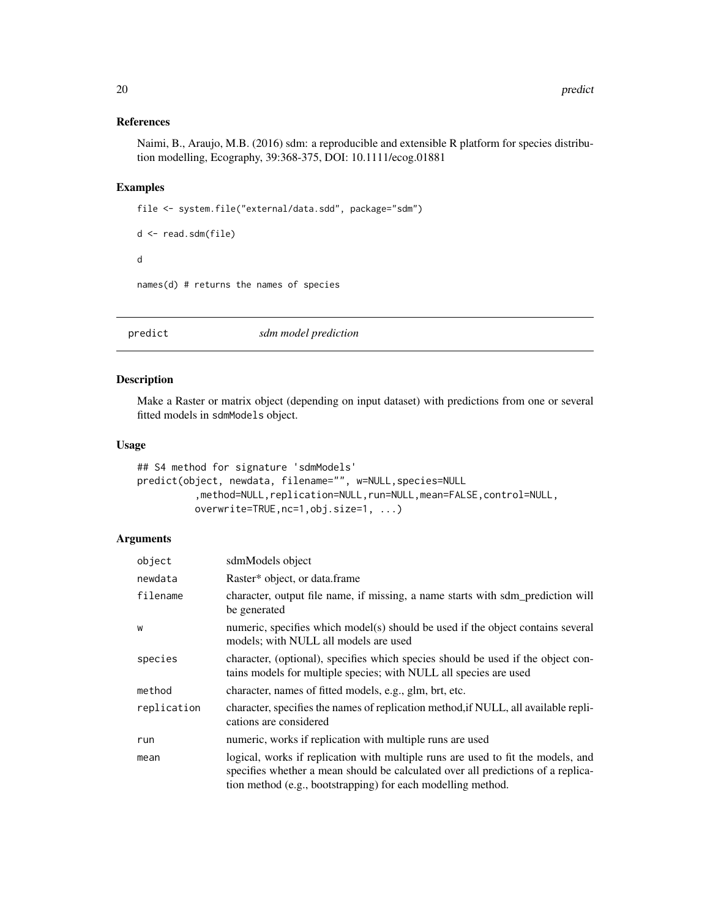### References

Naimi, B., Araujo, M.B. (2016) sdm: a reproducible and extensible R platform for species distribution modelling, Ecography, 39:368-375, DOI: 10.1111/ecog.01881

### Examples

```
file <- system.file("external/data.sdd", package="sdm")

d <- read.sdm(file)

d

names(d) # returns the names of species
```

## predict    *sdm model prediction*

### Description

Make a Raster or matrix object (depending on input dataset) with predictions from one or several fitted models in sdmModels object.

### Usage

```
## S4 method for signature 'sdmModels'
predict(object, newdata, filename="", w=NULL,species=NULL
         ,method=NULL,replication=NULL,run=NULL,mean=FALSE,control=NULL,
         overwrite=TRUE,nc=1,obj.size=1, ...)
```

### Arguments

| | |
|---|---|
| object | sdmModels object |
| newdata | Raster* object, or data.frame |
| filename | character, output file name, if missing, a name starts with sdm_prediction will be generated |
| w | numeric, specifies which model(s) should be used if the object contains several models; with NULL all models are used |
| species | character, (optional), specifies which species should be used if the object contains models for multiple species; with NULL all species are used |
| method | character, names of fitted models, e.g., glm, brt, etc. |
| replication | character, specifies the names of replication method,if NULL, all available replications are considered |
| run | numeric, works if replication with multiple runs are used |
| mean | logical, works if replication with multiple runs are used to fit the models, and specifies whether a mean should be calculated over all predictions of a replication method (e.g., bootstrapping) for each modelling method. |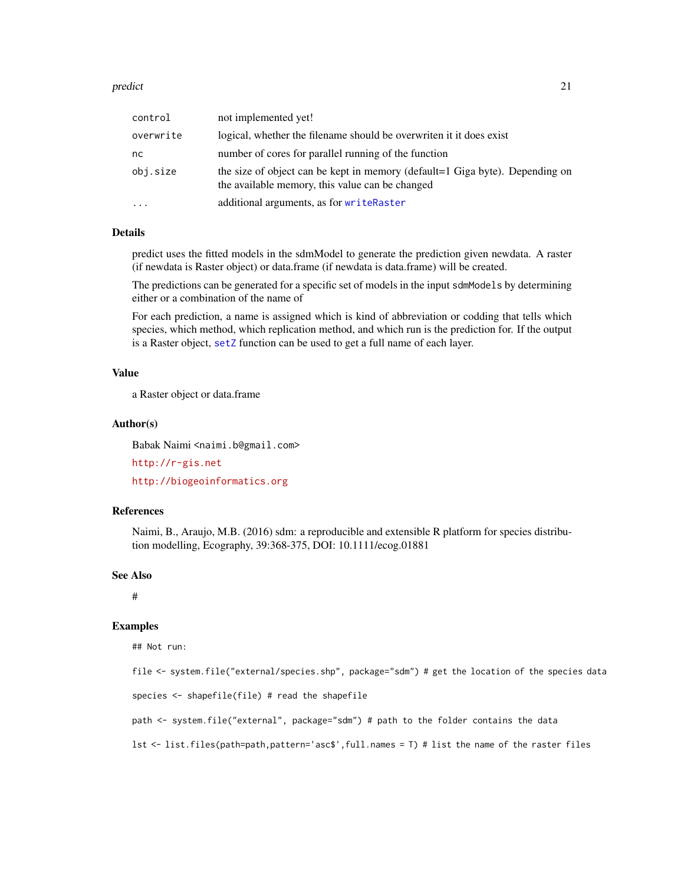| | |
|---|---|
| control | not implemented yet! |
| overwrite | logical, whether the filename should be overwriten it it does exist |
| nc | number of cores for parallel running of the function |
| obj.size | the size of object can be kept in memory (default=1 Giga byte). Depending on the available memory, this value can be changed |
| ... | additional arguments, as for writeRaster |

### Details

predict uses the fitted models in the sdmModel to generate the prediction given newdata. A raster (if newdata is Raster object) or data.frame (if newdata is data.frame) will be created.

The predictions can be generated for a specific set of models in the input sdmModels by determining either or a combination of the name of

For each prediction, a name is assigned which is kind of abbreviation or codding that tells which species, which method, which replication method, and which run is the prediction for. If the output is a Raster object, setZ function can be used to get a full name of each layer.

### Value

a Raster object or data.frame

### Author(s)

Babak Naimi <naimi.b@gmail.com>

http://r-gis.net

http://biogeoinformatics.org

### References

Naimi, B., Araujo, M.B. (2016) sdm: a reproducible and extensible R platform for species distribution modelling, Ecography, 39:368-375, DOI: 10.1111/ecog.01881

### See Also

#

### Examples

```
## Not run:

file <- system.file("external/species.shp", package="sdm") # get the location of the species data

species <- shapefile(file) # read the shapefile

path <- system.file("external", package="sdm") # path to the folder contains the data

lst <- list.files(path=path,pattern='asc$',full.names = T) # list the name of the raster files
```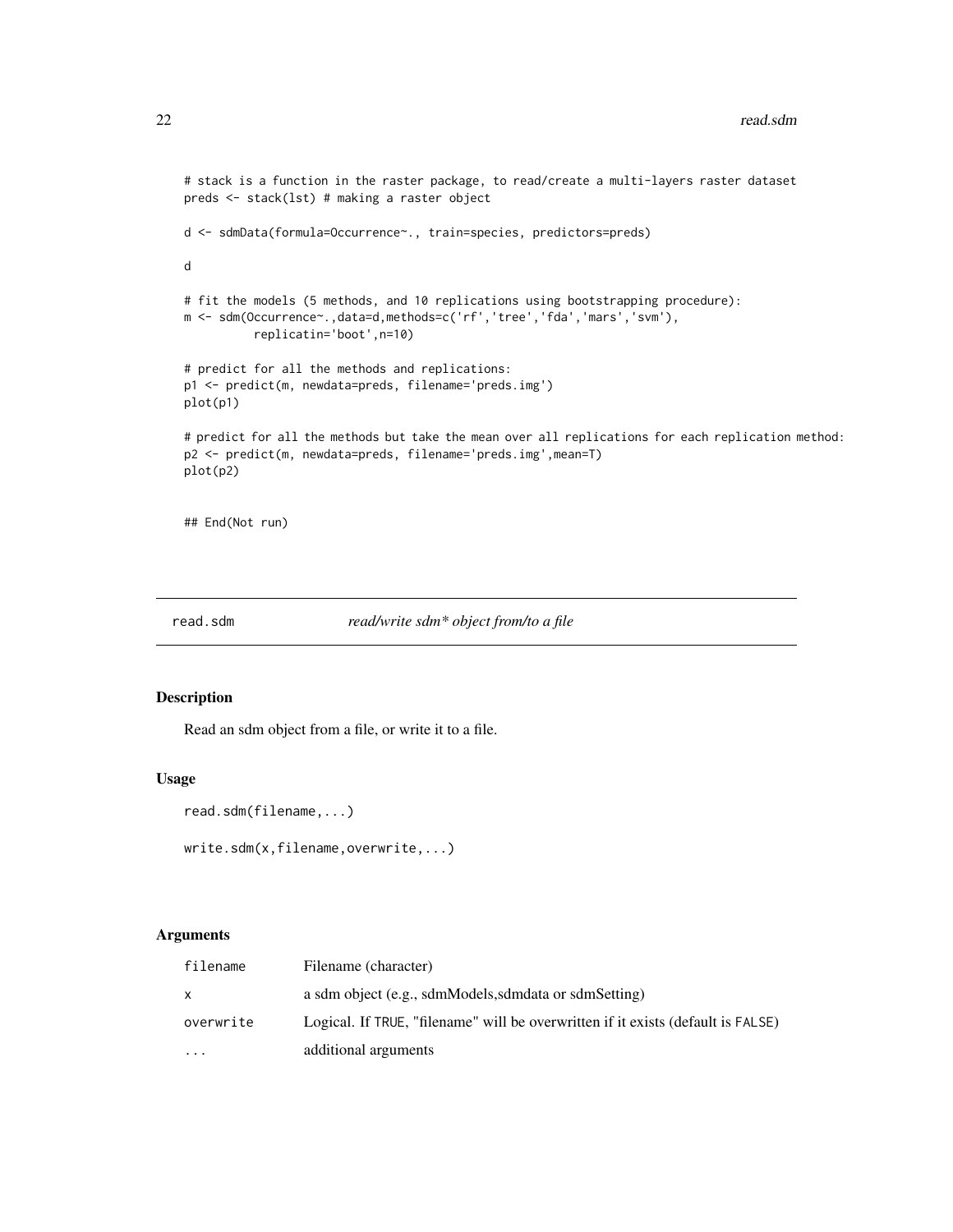```
# stack is a function in the raster package, to read/create a multi-layers raster dataset
preds <- stack(lst) # making a raster object

d <- sdmData(formula=Occurrence~., train=species, predictors=preds)

d

# fit the models (5 methods, and 10 replications using bootstrapping procedure):
m <- sdm(Occurrence~.,data=d,methods=c('rf','tree','fda','mars','svm'),
          replicatin='boot',n=10)

# predict for all the methods and replications:
p1 <- predict(m, newdata=preds, filename='preds.img')
plot(p1)

# predict for all the methods but take the mean over all replications for each replication method:
p2 <- predict(m, newdata=preds, filename='preds.img',mean=T)
plot(p2)


## End(Not run)
```

---

## read.sdm &nbsp;&nbsp;&nbsp;&nbsp; *read/write sdm\* object from/to a file*

---

### Description

Read an sdm object from a file, or write it to a file.

### Usage

```
read.sdm(filename,...)

write.sdm(x,filename,overwrite,...)
```

### Arguments

| | |
|---|---|
| `filename` | Filename (character) |
| `x` | a sdm object (e.g., sdmModels,sdmdata or sdmSetting) |
| `overwrite` | Logical. If `TRUE`, "filename" will be overwritten if it exists (default is `FALSE`) |
| `...` | additional arguments |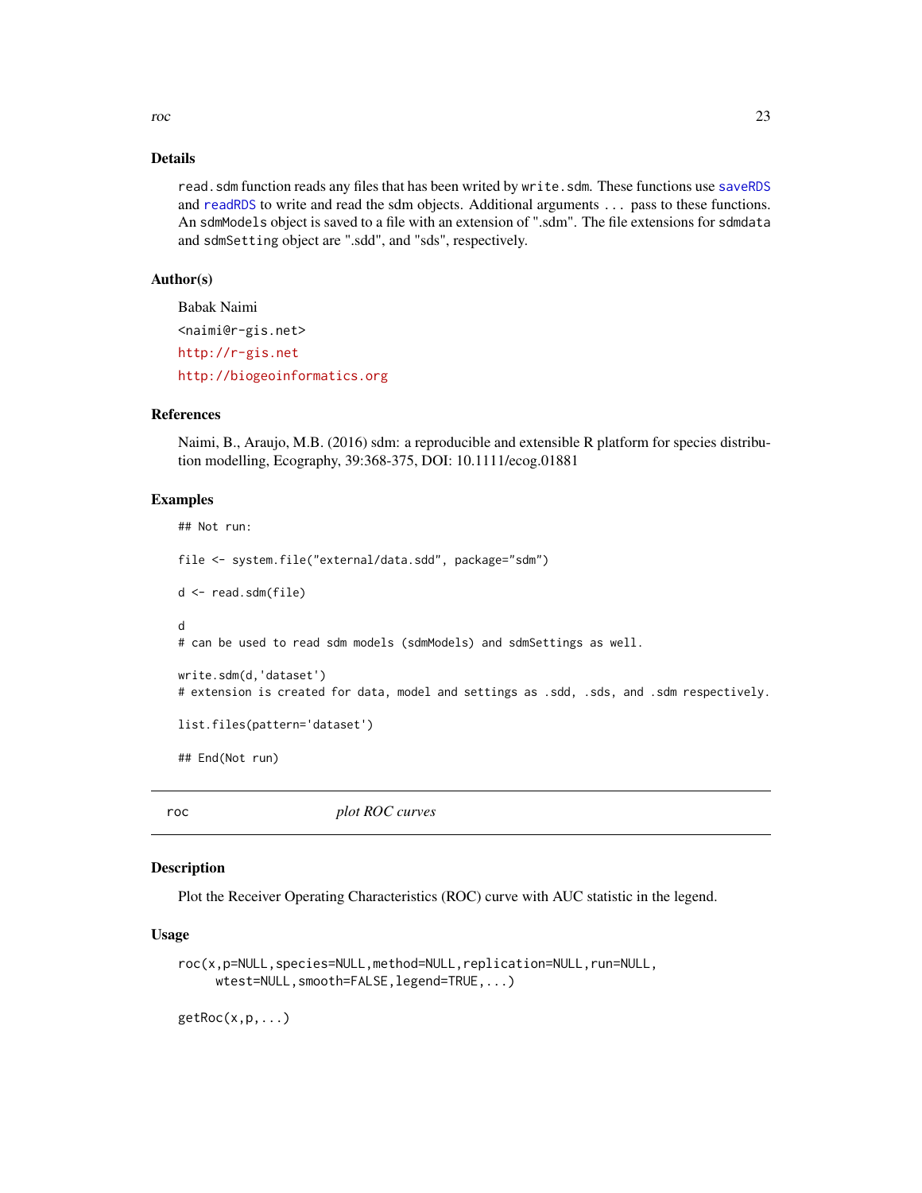### Details

read.sdm function reads any files that has been writed by write.sdm. These functions use saveRDS and readRDS to write and read the sdm objects. Additional arguments ... pass to these functions. An sdmModels object is saved to a file with an extension of ".sdm". The file extensions for sdmdata and sdmSetting object are ".sdd", and "sds", respectively.

### Author(s)

Babak Naimi

<naimi@r-gis.net>

http://r-gis.net

http://biogeoinformatics.org

### References

Naimi, B., Araujo, M.B. (2016) sdm: a reproducible and extensible R platform for species distribution modelling, Ecography, 39:368-375, DOI: 10.1111/ecog.01881

### Examples

```
## Not run:

file <- system.file("external/data.sdd", package="sdm")

d <- read.sdm(file)

d
# can be used to read sdm models (sdmModels) and sdmSettings as well.

write.sdm(d,'dataset')
# extension is created for data, model and settings as .sdd, .sds, and .sdm respectively.

list.files(pattern='dataset')

## End(Not run)
```

---

## roc *plot ROC curves*

### Description

Plot the Receiver Operating Characteristics (ROC) curve with AUC statistic in the legend.

### Usage

```
roc(x,p=NULL,species=NULL,method=NULL,replication=NULL,run=NULL,
     wtest=NULL,smooth=FALSE,legend=TRUE,...)

getRoc(x,p,...)
```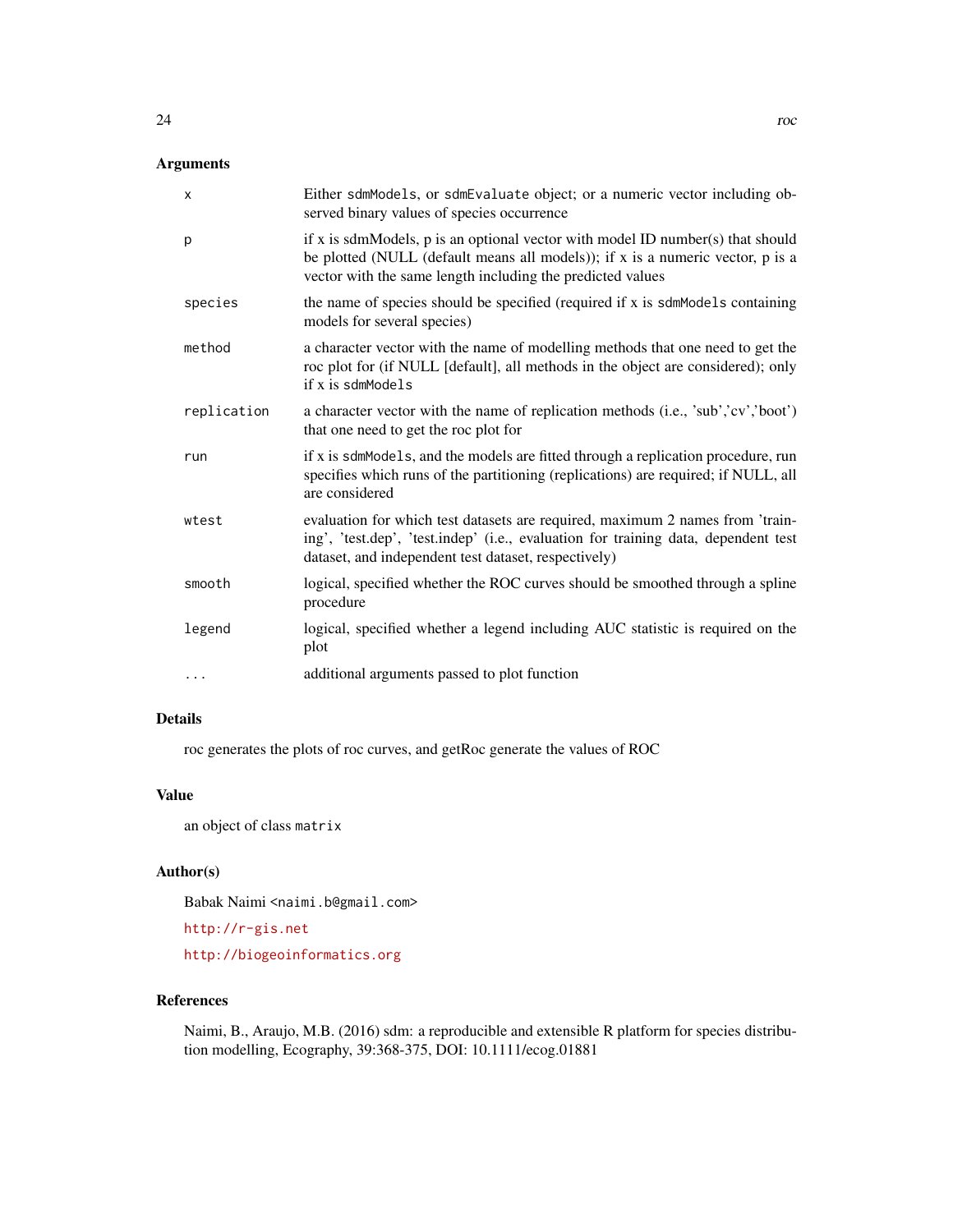## Arguments

| | |
|---|---|
| `x` | Either `sdmModels`, or `sdmEvaluate` object; or a numeric vector including observed binary values of species occurrence |
| `p` | if x is sdmModels, p is an optional vector with model ID number(s) that should be plotted (NULL (default means all models)); if x is a numeric vector, p is a vector with the same length including the predicted values |
| `species` | the name of species should be specified (required if x is `sdmModels` containing models for several species) |
| `method` | a character vector with the name of modelling methods that one need to get the roc plot for (if NULL [default], all methods in the object are considered); only if x is `sdmModels` |
| `replication` | a character vector with the name of replication methods (i.e., 'sub','cv','boot') that one need to get the roc plot for |
| `run` | if x is `sdmModels`, and the models are fitted through a replication procedure, run specifies which runs of the partitioning (replications) are required; if NULL, all are considered |
| `wtest` | evaluation for which test datasets are required, maximum 2 names from 'training', 'test.dep', 'test.indep' (i.e., evaluation for training data, dependent test dataset, and independent test dataset, respectively) |
| `smooth` | logical, specified whether the ROC curves should be smoothed through a spline procedure |
| `legend` | logical, specified whether a legend including AUC statistic is required on the plot |
| `...` | additional arguments passed to plot function |

## Details

roc generates the plots of roc curves, and getRoc generate the values of ROC

## Value

an object of class `matrix`

## Author(s)

Babak Naimi <naimi.b@gmail.com>

http://r-gis.net

http://biogeoinformatics.org

## References

Naimi, B., Araujo, M.B. (2016) sdm: a reproducible and extensible R platform for species distribution modelling, Ecography, 39:368-375, DOI: 10.1111/ecog.01881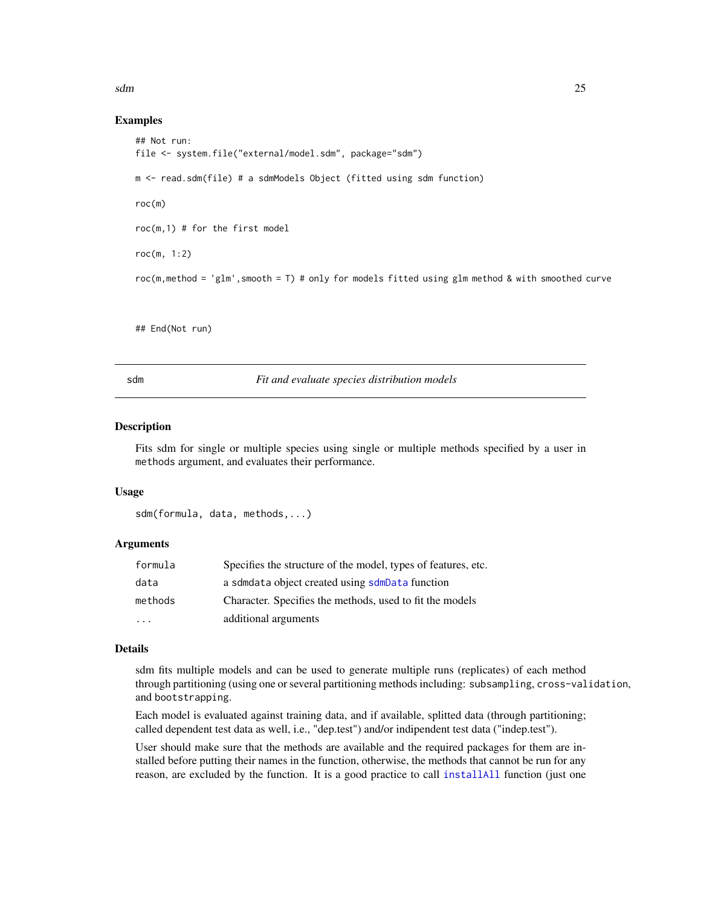### Examples

```
## Not run:
file <- system.file("external/model.sdm", package="sdm")

m <- read.sdm(file) # a sdmModels Object (fitted using sdm function)

roc(m)

roc(m,1) # for the first model

roc(m, 1:2)

roc(m,method = 'glm',smooth = T) # only for models fitted using glm method & with smoothed curve



## End(Not run)
```

---

## sdm — *Fit and evaluate species distribution models*

### Description

Fits sdm for single or multiple species using single or multiple methods specified by a user in `methods` argument, and evaluates their performance.

### Usage

```
sdm(formula, data, methods,...)
```

### Arguments

| | |
|---|---|
| `formula` | Specifies the structure of the model, types of features, etc. |
| `data` | a `sdmdata` object created using `sdmData` function |
| `methods` | Character. Specifies the methods, used to fit the models |
| `...` | additional arguments |

### Details

sdm fits multiple models and can be used to generate multiple runs (replicates) of each method through partitioning (using one or several partitioning methods including: `subsampling`, `cross-validation`, and `bootstrapping`.

Each model is evaluated against training data, and if available, splitted data (through partitioning; called dependent test data as well, i.e., "dep.test") and/or indipendent test data ("indep.test").

User should make sure that the methods are available and the required packages for them are installed before putting their names in the function, otherwise, the methods that cannot be run for any reason, are excluded by the function. It is a good practice to call `installAll` function (just one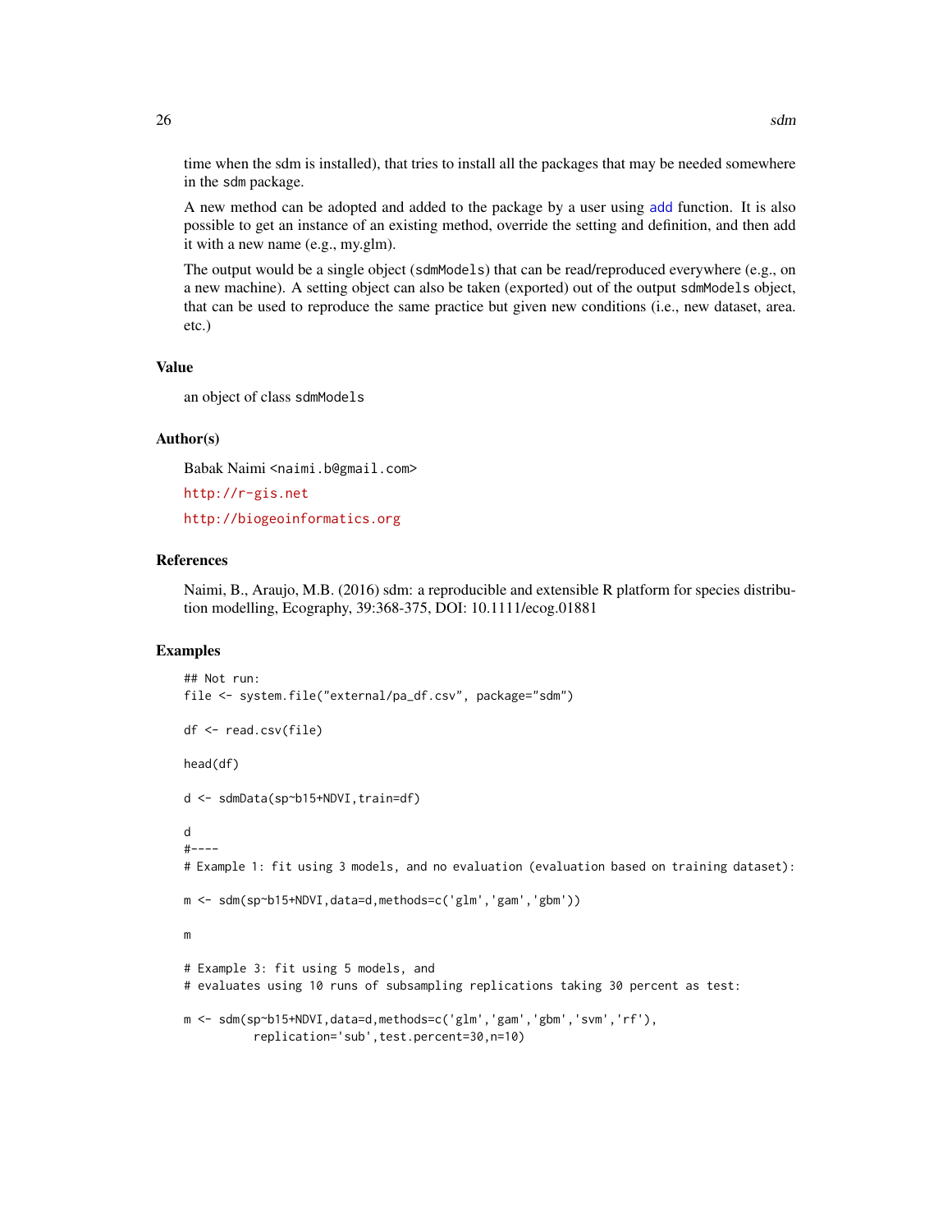time when the sdm is installed), that tries to install all the packages that may be needed somewhere in the sdm package.

A new method can be adopted and added to the package by a user using add function. It is also possible to get an instance of an existing method, override the setting and definition, and then add it with a new name (e.g., my.glm).

The output would be a single object (sdmModels) that can be read/reproduced everywhere (e.g., on a new machine). A setting object can also be taken (exported) out of the output sdmModels object, that can be used to reproduce the same practice but given new conditions (i.e., new dataset, area. etc.)

## Value

an object of class sdmModels

## Author(s)

Babak Naimi <naimi.b@gmail.com>

http://r-gis.net

http://biogeoinformatics.org

## References

Naimi, B., Araujo, M.B. (2016) sdm: a reproducible and extensible R platform for species distribution modelling, Ecography, 39:368-375, DOI: 10.1111/ecog.01881

## Examples

```
## Not run:
file <- system.file("external/pa_df.csv", package="sdm")

df <- read.csv(file)

head(df)

d <- sdmData(sp~b15+NDVI,train=df)

d
#----
# Example 1: fit using 3 models, and no evaluation (evaluation based on training dataset):

m <- sdm(sp~b15+NDVI,data=d,methods=c('glm','gam','gbm'))

m

# Example 3: fit using 5 models, and
# evaluates using 10 runs of subsampling replications taking 30 percent as test:

m <- sdm(sp~b15+NDVI,data=d,methods=c('glm','gam','gbm','svm','rf'),
          replication='sub',test.percent=30,n=10)
```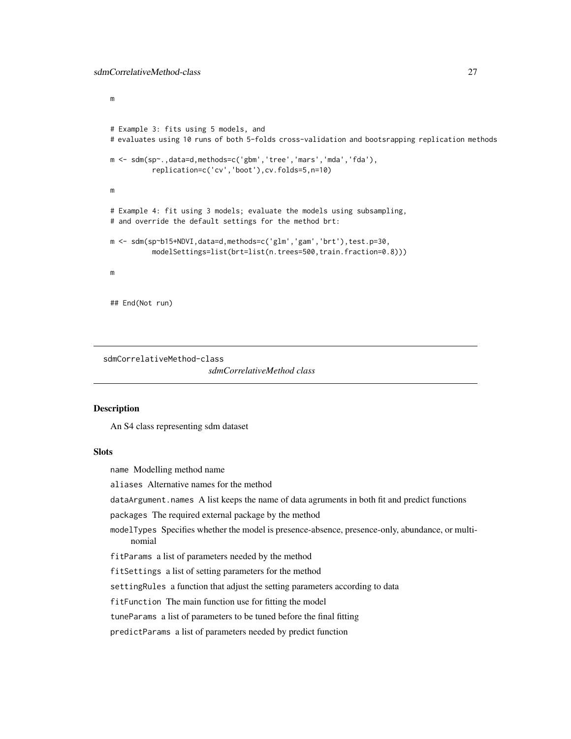```
m


# Example 3: fits using 5 models, and
# evaluates using 10 runs of both 5-folds cross-validation and bootsrapping replication methods

m <- sdm(sp~.,data=d,methods=c('gbm','tree','mars','mda','fda'),
          replication=c('cv','boot'),cv.folds=5,n=10)

m

# Example 4: fit using 3 models; evaluate the models using subsampling,
# and override the default settings for the method brt:

m <- sdm(sp~b15+NDVI,data=d,methods=c('glm','gam','brt'),test.p=30,
          modelSettings=list(brt=list(n.trees=500,train.fraction=0.8)))

m


## End(Not run)
```

---

## sdmCorrelativeMethod-class

*sdmCorrelativeMethod class*

### Description

An S4 class representing sdm dataset

### Slots

- `name` Modelling method name
- `aliases` Alternative names for the method
- `dataArgument.names` A list keeps the name of data agruments in both fit and predict functions
- `packages` The required external package by the method
- `modelTypes` Specifies whether the model is presence-absence, presence-only, abundance, or multinomial
- `fitParams` a list of parameters needed by the method
- `fitSettings` a list of setting parameters for the method
- `settingRules` a function that adjust the setting parameters according to data
- `fitFunction` The main function use for fitting the model
- `tuneParams` a list of parameters to be tuned before the final fitting
- `predictParams` a list of parameters needed by predict function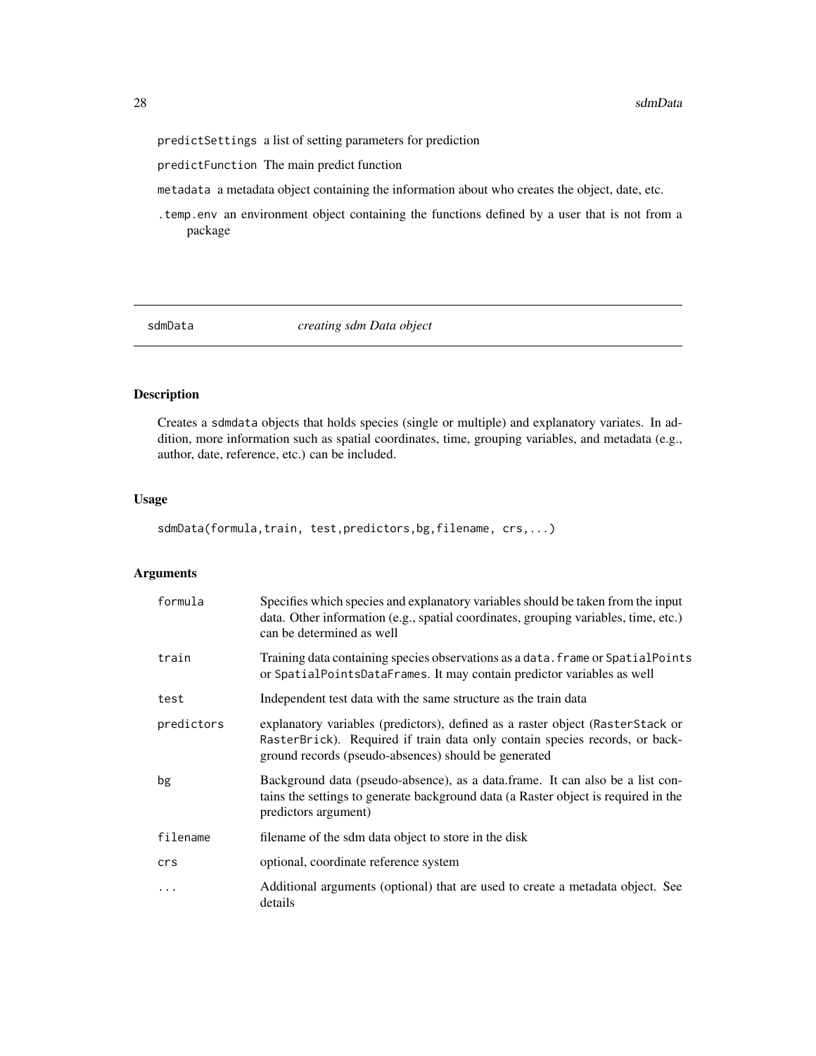predictSettings a list of setting parameters for prediction

predictFunction The main predict function

metadata a metadata object containing the information about who creates the object, date, etc.

.temp.env an environment object containing the functions defined by a user that is not from a package

---

## sdmData *creating sdm Data object*

---

### Description

Creates a sdmdata objects that holds species (single or multiple) and explanatory variates. In addition, more information such as spatial coordinates, time, grouping variables, and metadata (e.g., author, date, reference, etc.) can be included.

### Usage

```
sdmData(formula,train, test,predictors,bg,filename, crs,...)
```

### Arguments

| | |
|---|---|
| formula | Specifies which species and explanatory variables should be taken from the input data. Other information (e.g., spatial coordinates, grouping variables, time, etc.) can be determined as well |
| train | Training data containing species observations as a data.frame or SpatialPoints or SpatialPointsDataFrames. It may contain predictor variables as well |
| test | Independent test data with the same structure as the train data |
| predictors | explanatory variables (predictors), defined as a raster object (RasterStack or RasterBrick). Required if train data only contain species records, or background records (pseudo-absences) should be generated |
| bg | Background data (pseudo-absence), as a data.frame. It can also be a list contains the settings to generate background data (a Raster object is required in the predictors argument) |
| filename | filename of the sdm data object to store in the disk |
| crs | optional, coordinate reference system |
| ... | Additional arguments (optional) that are used to create a metadata object. See details |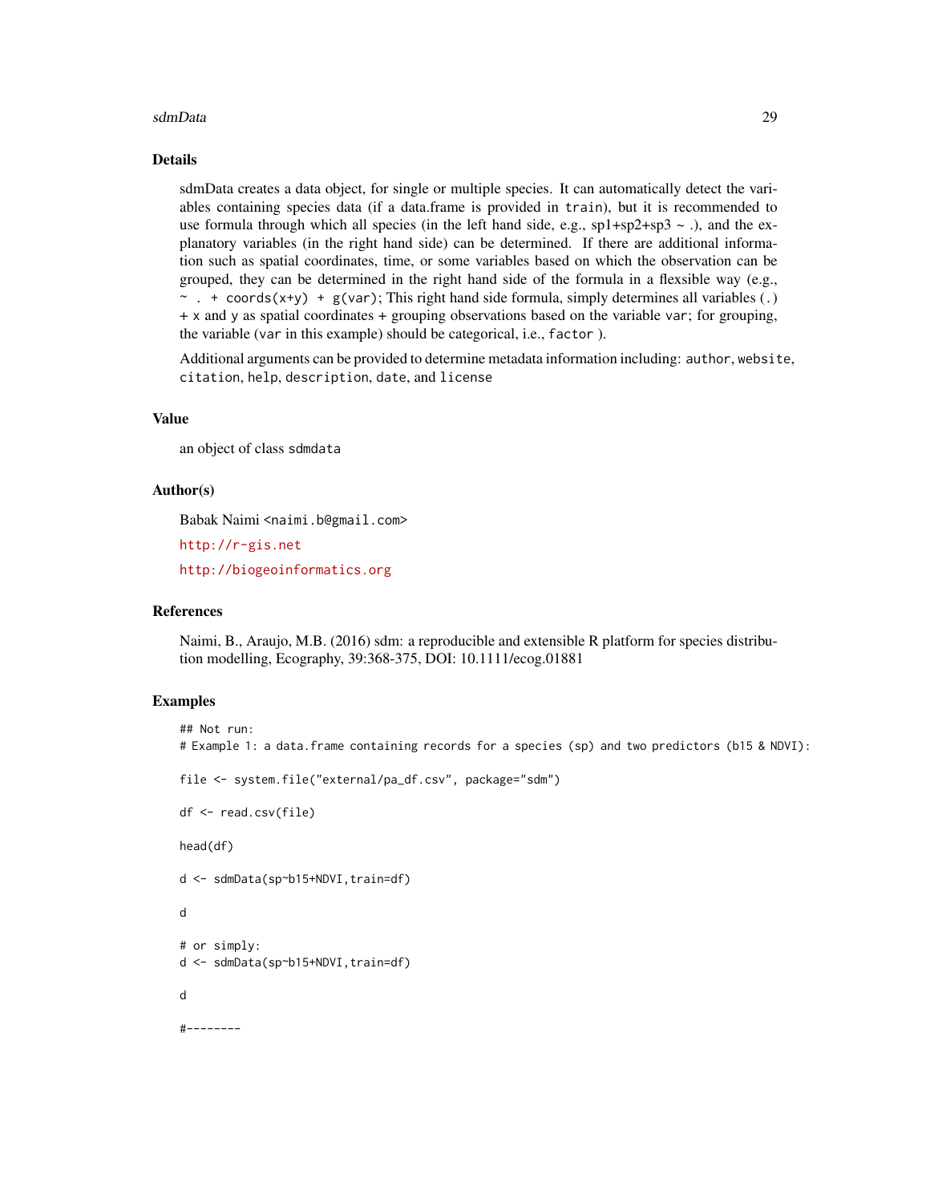## Details

sdmData creates a data object, for single or multiple species. It can automatically detect the variables containing species data (if a data.frame is provided in `train`), but it is recommended to use formula through which all species (in the left hand side, e.g., sp1+sp2+sp3 ~ .), and the explanatory variables (in the right hand side) can be determined. If there are additional information such as spatial coordinates, time, or some variables based on which the observation can be grouped, they can be determined in the right hand side of the formula in a flexsible way (e.g., `~ . + coords(x+y) + g(var)`; This right hand side formula, simply determines all variables (`.`) + `x` and `y` as spatial coordinates + grouping observations based on the variable `var`; for grouping, the variable (`var` in this example) should be categorical, i.e., `factor` ).

Additional arguments can be provided to determine metadata information including: `author`, `website`, `citation`, `help`, `description`, `date`, and `license`

## Value

an object of class `sdmdata`

## Author(s)

Babak Naimi <`naimi.b@gmail.com`>

http://r-gis.net

http://biogeoinformatics.org

## References

Naimi, B., Araujo, M.B. (2016) sdm: a reproducible and extensible R platform for species distribution modelling, Ecography, 39:368-375, DOI: 10.1111/ecog.01881

## Examples

```
## Not run:
# Example 1: a data.frame containing records for a species (sp) and two predictors (b15 & NDVI):

file <- system.file("external/pa_df.csv", package="sdm")

df <- read.csv(file)

head(df)

d <- sdmData(sp~b15+NDVI,train=df)

d

# or simply:
d <- sdmData(sp~b15+NDVI,train=df)

d

#--------
```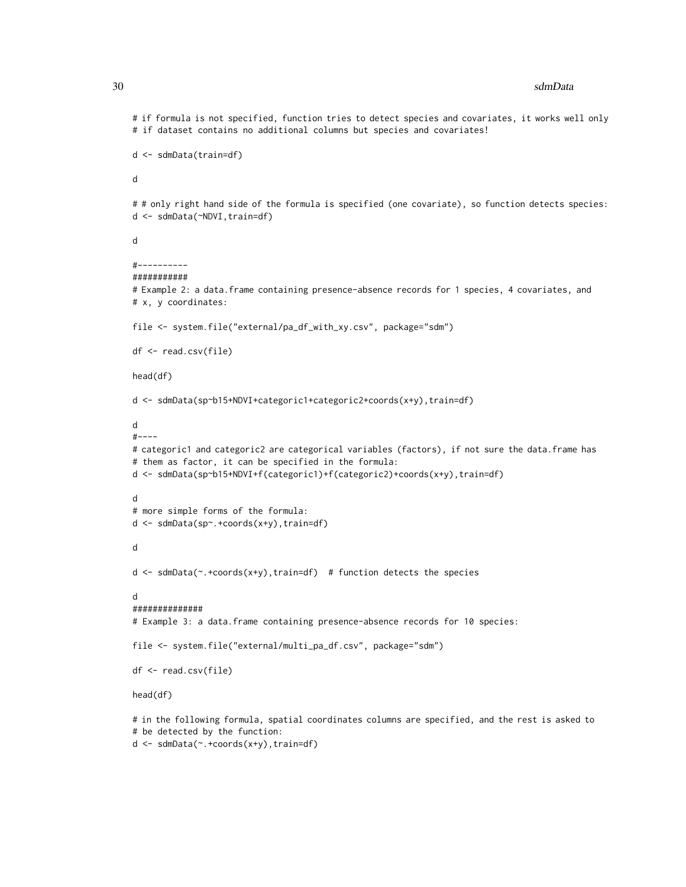```
# if formula is not specified, function tries to detect species and covariates, it works well only
# if dataset contains no additional columns but species and covariates!

d <- sdmData(train=df)

d

# # only right hand side of the formula is specified (one covariate), so function detects species:
d <- sdmData(~NDVI,train=df)

d

#----------
###########
# Example 2: a data.frame containing presence-absence records for 1 species, 4 covariates, and
# x, y coordinates:

file <- system.file("external/pa_df_with_xy.csv", package="sdm")

df <- read.csv(file)

head(df)

d <- sdmData(sp~b15+NDVI+categoric1+categoric2+coords(x+y),train=df)

d
#----
# categoric1 and categoric2 are categorical variables (factors), if not sure the data.frame has
# them as factor, it can be specified in the formula:
d <- sdmData(sp~b15+NDVI+f(categoric1)+f(categoric2)+coords(x+y),train=df)

d
# more simple forms of the formula:
d <- sdmData(sp~.+coords(x+y),train=df)

d

d <- sdmData(~.+coords(x+y),train=df)  # function detects the species

d
##############
# Example 3: a data.frame containing presence-absence records for 10 species:

file <- system.file("external/multi_pa_df.csv", package="sdm")

df <- read.csv(file)

head(df)

# in the following formula, spatial coordinates columns are specified, and the rest is asked to
# be detected by the function:
d <- sdmData(~.+coords(x+y),train=df)
```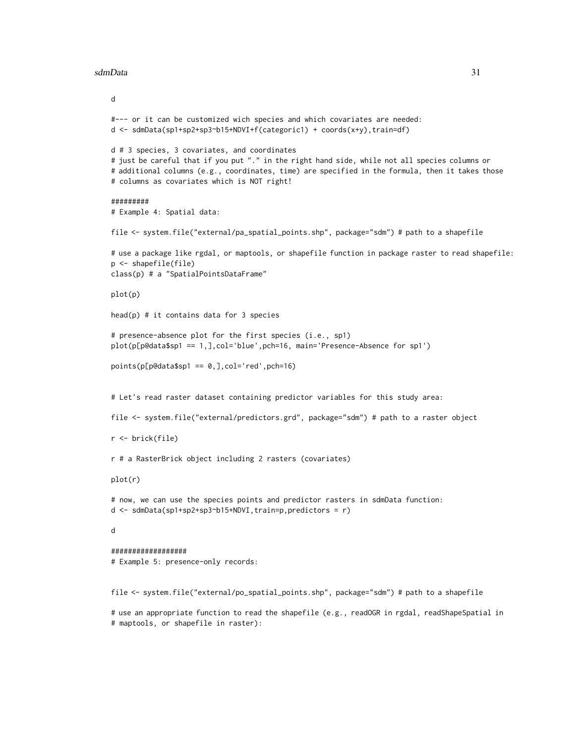```
d

#--- or it can be customized wich species and which covariates are needed:
d <- sdmData(sp1+sp2+sp3~b15+NDVI+f(categoric1) + coords(x+y),train=df)

d # 3 species, 3 covariates, and coordinates
# just be careful that if you put "." in the right hand side, while not all species columns or
# additional columns (e.g., coordinates, time) are specified in the formula, then it takes those
# columns as covariates which is NOT right!

#########
# Example 4: Spatial data:

file <- system.file("external/pa_spatial_points.shp", package="sdm") # path to a shapefile

# use a package like rgdal, or maptools, or shapefile function in package raster to read shapefile:
p <- shapefile(file)
class(p) # a "SpatialPointsDataFrame"

plot(p)

head(p) # it contains data for 3 species

# presence-absence plot for the first species (i.e., sp1)
plot(p[p@data$sp1 == 1,],col='blue',pch=16, main='Presence-Absence for sp1')

points(p[p@data$sp1 == 0,],col='red',pch=16)


# Let's read raster dataset containing predictor variables for this study area:

file <- system.file("external/predictors.grd", package="sdm") # path to a raster object

r <- brick(file)

r # a RasterBrick object including 2 rasters (covariates)

plot(r)

# now, we can use the species points and predictor rasters in sdmData function:
d <- sdmData(sp1+sp2+sp3~b15+NDVI,train=p,predictors = r)

d

##################
# Example 5: presence-only records:


file <- system.file("external/po_spatial_points.shp", package="sdm") # path to a shapefile

# use an appropriate function to read the shapefile (e.g., readOGR in rgdal, readShapeSpatial in
# maptools, or shapefile in raster):
```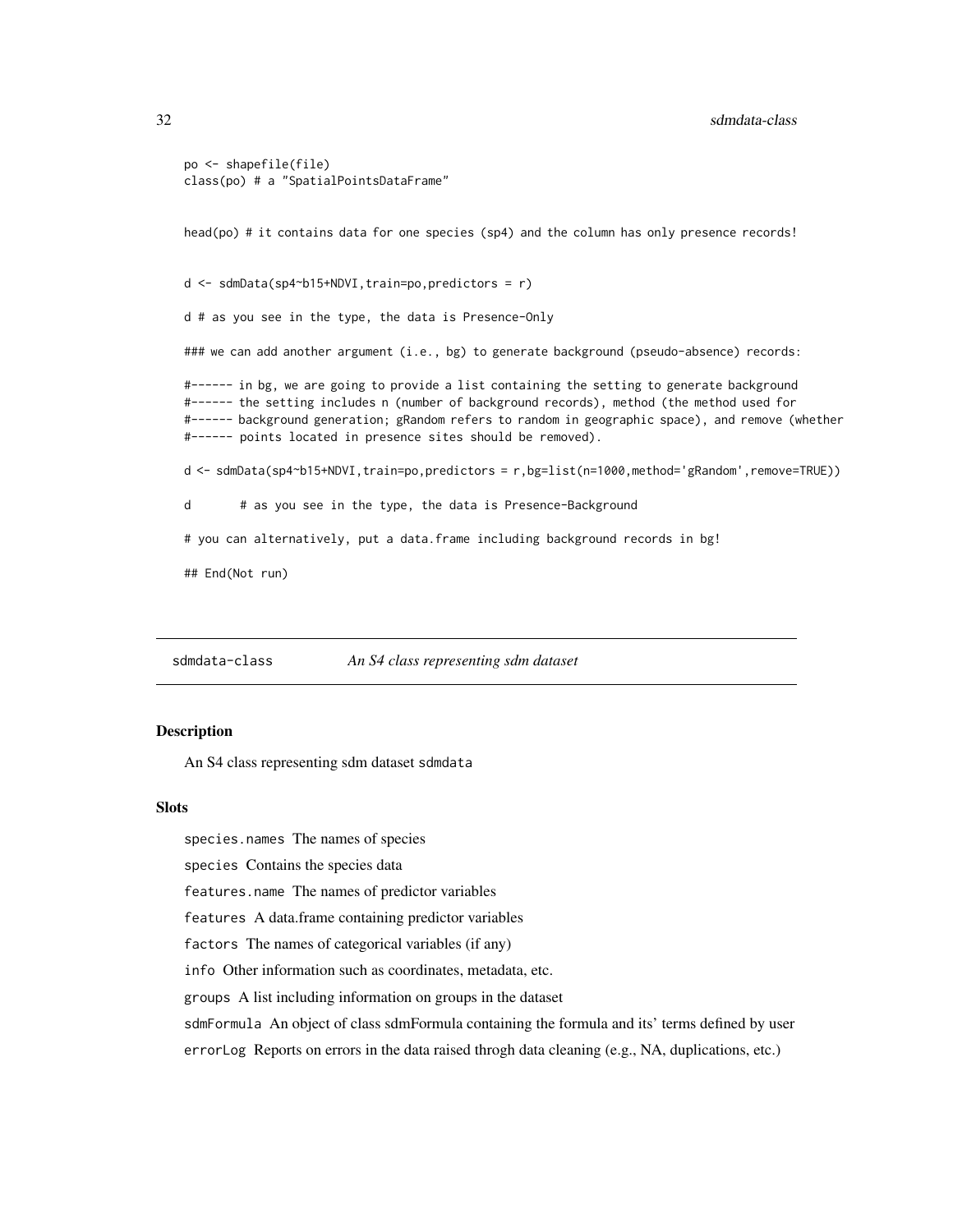```
po <- shapefile(file)
class(po) # a "SpatialPointsDataFrame"


head(po) # it contains data for one species (sp4) and the column has only presence records!


d <- sdmData(sp4~b15+NDVI,train=po,predictors = r)

d # as you see in the type, the data is Presence-Only

### we can add another argument (i.e., bg) to generate background (pseudo-absence) records:

#------ in bg, we are going to provide a list containing the setting to generate background
#------ the setting includes n (number of background records), method (the method used for
#------ background generation; gRandom refers to random in geographic space), and remove (whether
#------ points located in presence sites should be removed).

d <- sdmData(sp4~b15+NDVI,train=po,predictors = r,bg=list(n=1000,method='gRandom',remove=TRUE))

d       # as you see in the type, the data is Presence-Background

# you can alternatively, put a data.frame including background records in bg!

## End(Not run)
```

## sdmdata-class — *An S4 class representing sdm dataset*

### Description

An S4 class representing sdm dataset `sdmdata`

### Slots

`species.names` The names of species

`species` Contains the species data

`features.name` The names of predictor variables

`features` A data.frame containing predictor variables

`factors` The names of categorical variables (if any)

`info` Other information such as coordinates, metadata, etc.

`groups` A list including information on groups in the dataset

`sdmFormula` An object of class sdmFormula containing the formula and its' terms defined by user

`errorLog` Reports on errors in the data raised throgh data cleaning (e.g., NA, duplications, etc.)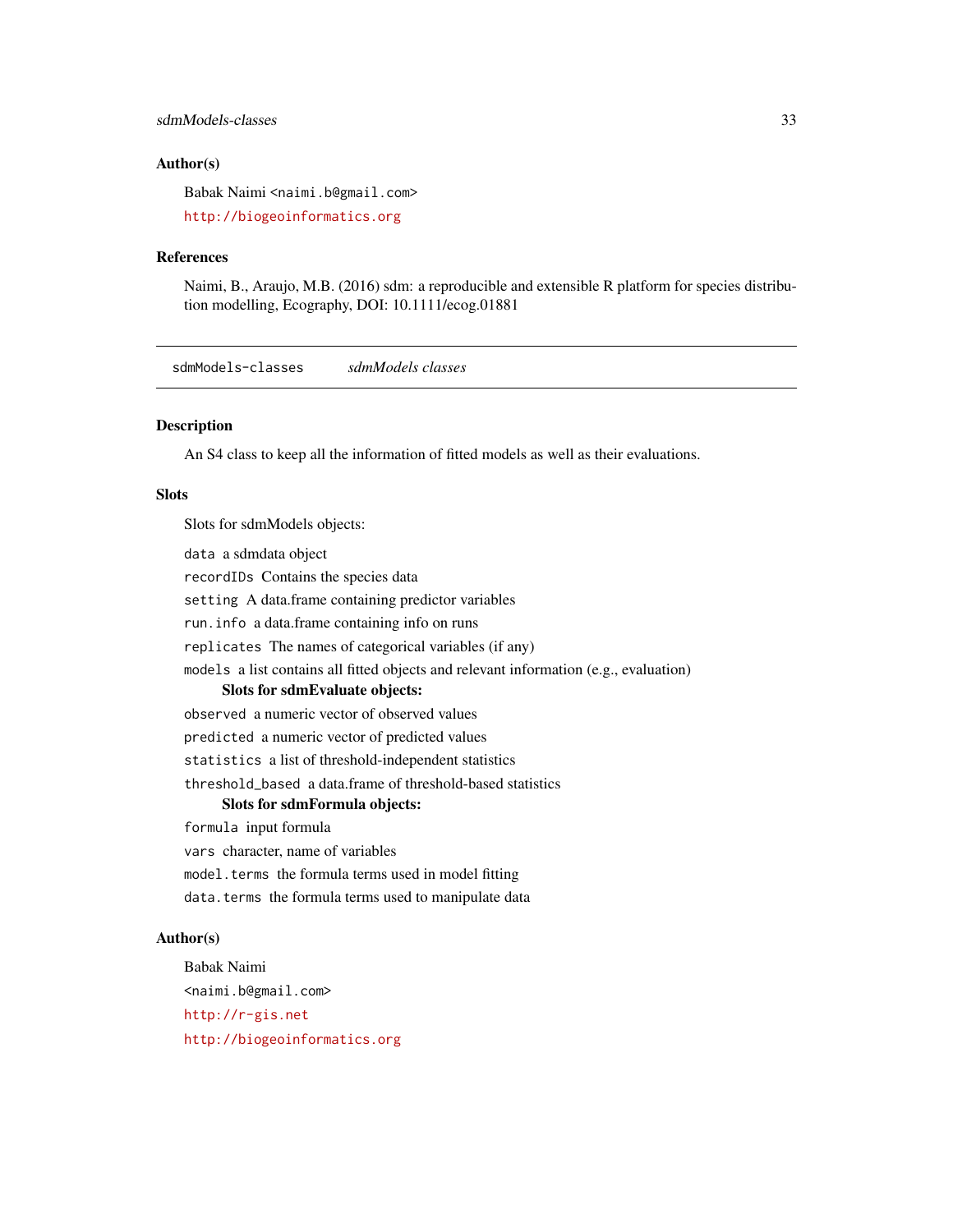### Author(s)

Babak Naimi <naimi.b@gmail.com>

http://biogeoinformatics.org

### References

Naimi, B., Araujo, M.B. (2016) sdm: a reproducible and extensible R platform for species distribution modelling, Ecography, DOI: 10.1111/ecog.01881

---

## sdmModels-classes *sdmModels classes*

---

### Description

An S4 class to keep all the information of fitted models as well as their evaluations.

### Slots

Slots for sdmModels objects:

`data` a sdmdata object

`recordIDs` Contains the species data

`setting` A data.frame containing predictor variables

`run.info` a data.frame containing info on runs

`replicates` The names of categorical variables (if any)

`models` a list contains all fitted objects and relevant information (e.g., evaluation)

**Slots for sdmEvaluate objects:**

`observed` a numeric vector of observed values

`predicted` a numeric vector of predicted values

`statistics` a list of threshold-independent statistics

`threshold_based` a data.frame of threshold-based statistics

**Slots for sdmFormula objects:**

`formula` input formula

`vars` character, name of variables

`model.terms` the formula terms used in model fitting

`data.terms` the formula terms used to manipulate data

### Author(s)

Babak Naimi

<naimi.b@gmail.com>

http://r-gis.net

http://biogeoinformatics.org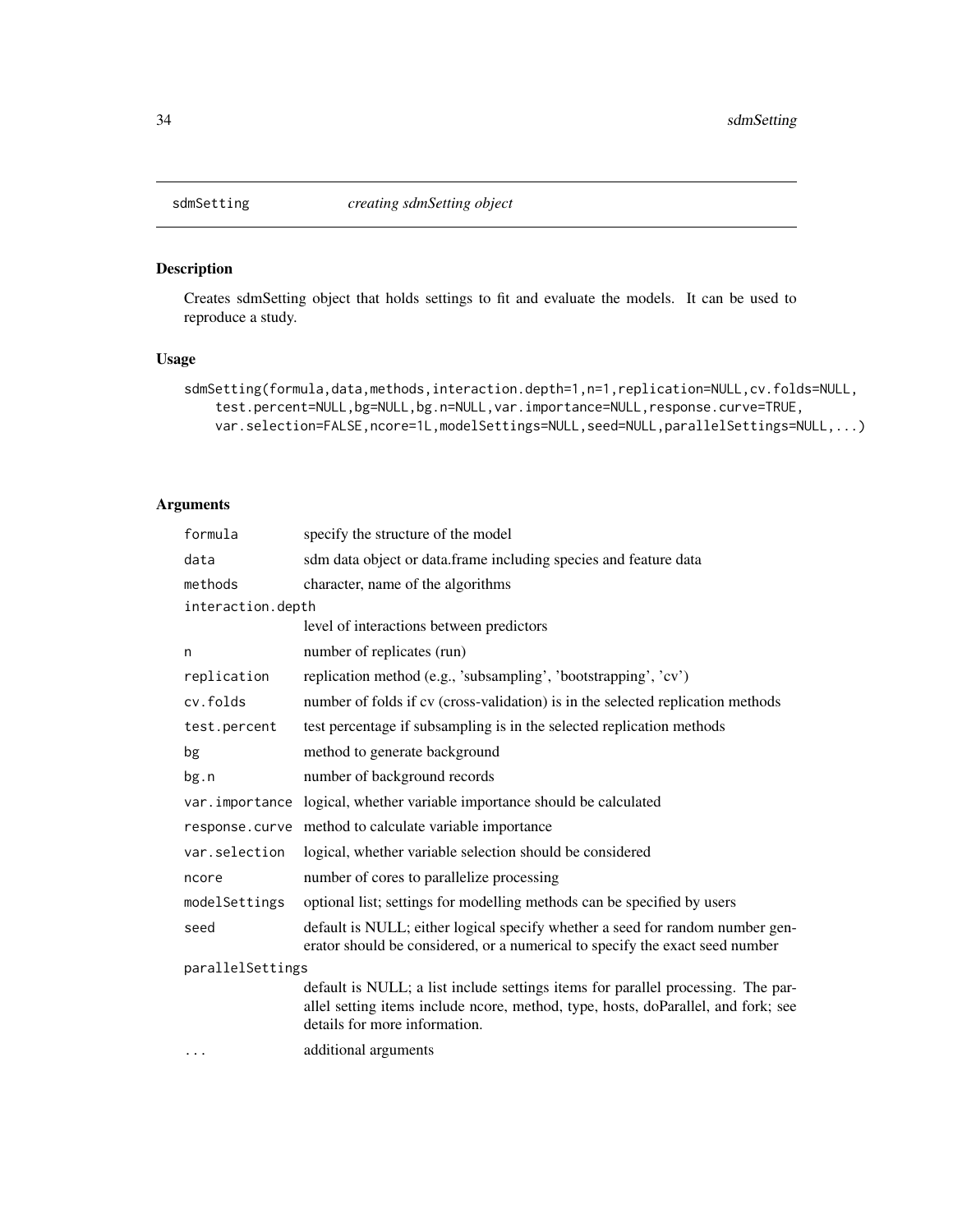## sdmSetting *creating sdmSetting object*

### Description

Creates sdmSetting object that holds settings to fit and evaluate the models. It can be used to reproduce a study.

### Usage

```
sdmSetting(formula,data,methods,interaction.depth=1,n=1,replication=NULL,cv.folds=NULL,
    test.percent=NULL,bg=NULL,bg.n=NULL,var.importance=NULL,response.curve=TRUE,
    var.selection=FALSE,ncore=1L,modelSettings=NULL,seed=NULL,parallelSettings=NULL,...)
```

### Arguments

| | |
|---|---|
| `formula` | specify the structure of the model |
| `data` | sdm data object or data.frame including species and feature data |
| `methods` | character, name of the algorithms |
| `interaction.depth` | level of interactions between predictors |
| `n` | number of replicates (run) |
| `replication` | replication method (e.g., 'subsampling', 'bootstrapping', 'cv') |
| `cv.folds` | number of folds if cv (cross-validation) is in the selected replication methods |
| `test.percent` | test percentage if subsampling is in the selected replication methods |
| `bg` | method to generate background |
| `bg.n` | number of background records |
| `var.importance` | logical, whether variable importance should be calculated |
| `response.curve` | method to calculate variable importance |
| `var.selection` | logical, whether variable selection should be considered |
| `ncore` | number of cores to parallelize processing |
| `modelSettings` | optional list; settings for modelling methods can be specified by users |
| `seed` | default is NULL; either logical specify whether a seed for random number generator should be considered, or a numerical to specify the exact seed number |
| `parallelSettings` | default is NULL; a list include settings items for parallel processing. The parallel setting items include ncore, method, type, hosts, doParallel, and fork; see details for more information. |
| `...` | additional arguments |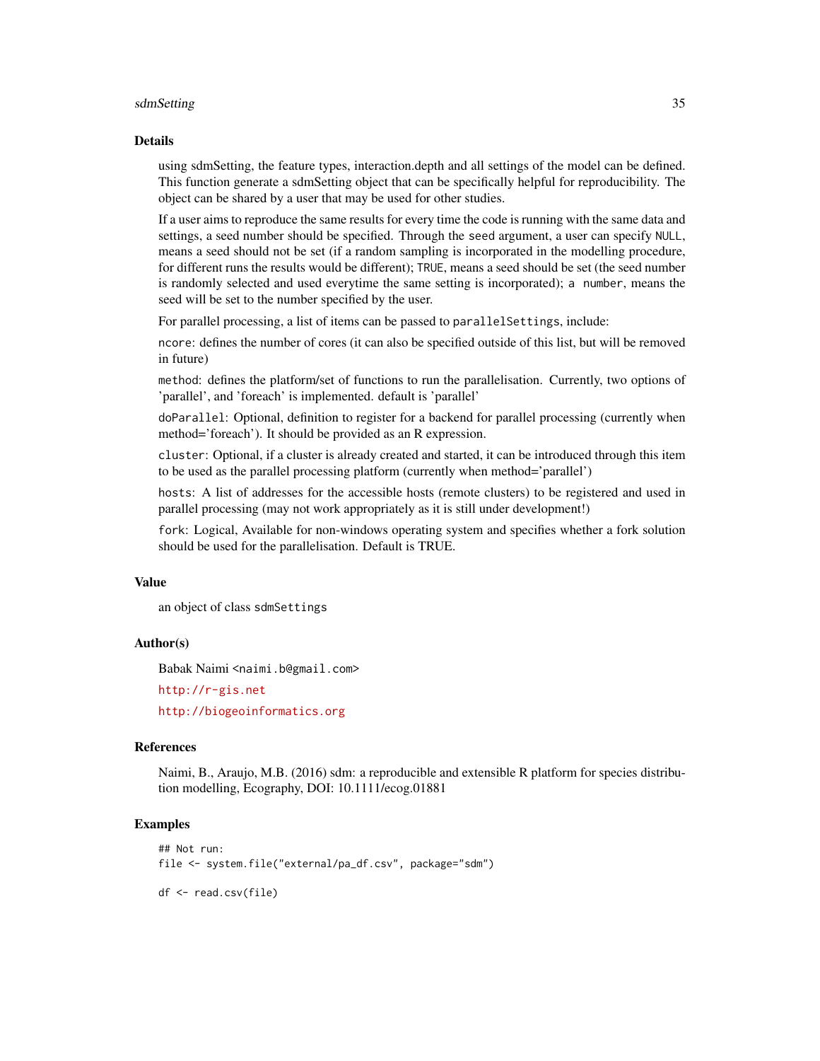## Details

using sdmSetting, the feature types, interaction.depth and all settings of the model can be defined. This function generate a sdmSetting object that can be specifically helpful for reproducibility. The object can be shared by a user that may be used for other studies.

If a user aims to reproduce the same results for every time the code is running with the same data and settings, a seed number should be specified. Through the `seed` argument, a user can specify `NULL`, means a seed should not be set (if a random sampling is incorporated in the modelling procedure, for different runs the results would be different); `TRUE`, means a seed should be set (the seed number is randomly selected and used everytime the same setting is incorporated); `a number`, means the seed will be set to the number specified by the user.

For parallel processing, a list of items can be passed to `parallelSettings`, include:

`ncore`: defines the number of cores (it can also be specified outside of this list, but will be removed in future)

`method`: defines the platform/set of functions to run the parallelisation. Currently, two options of 'parallel', and 'foreach' is implemented. default is 'parallel'

`doParallel`: Optional, definition to register for a backend for parallel processing (currently when method='foreach'). It should be provided as an R expression.

`cluster`: Optional, if a cluster is already created and started, it can be introduced through this item to be used as the parallel processing platform (currently when method='parallel')

`hosts`: A list of addresses for the accessible hosts (remote clusters) to be registered and used in parallel processing (may not work appropriately as it is still under development!)

`fork`: Logical, Available for non-windows operating system and specifies whether a fork solution should be used for the parallelisation. Default is TRUE.

## Value

an object of class `sdmSettings`

## Author(s)

Babak Naimi <`naimi.b@gmail.com`>

`http://r-gis.net`

`http://biogeoinformatics.org`

## References

Naimi, B., Araujo, M.B. (2016) sdm: a reproducible and extensible R platform for species distribution modelling, Ecography, DOI: 10.1111/ecog.01881

## Examples

```
## Not run:
file <- system.file("external/pa_df.csv", package="sdm")

df <- read.csv(file)
```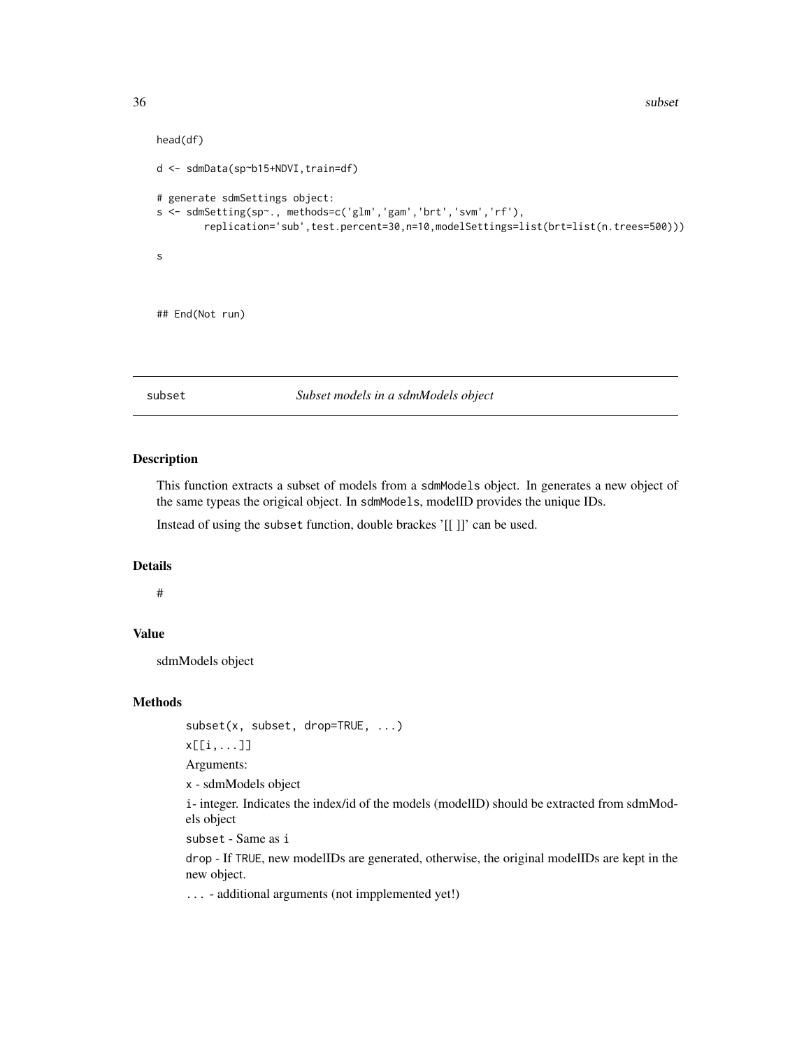```
head(df)

d <- sdmData(sp~b15+NDVI,train=df)

# generate sdmSettings object:
s <- sdmSetting(sp~., methods=c('glm','gam','brt','svm','rf'),
        replication='sub',test.percent=30,n=10,modelSettings=list(brt=list(n.trees=500)))

s



## End(Not run)
```

---

subset *Subset models in a sdmModels object*

---

## Description

This function extracts a subset of models from a `sdmModels` object. In generates a new object of the same typeas the origical object. In `sdmModels`, modelID provides the unique IDs.

Instead of using the `subset` function, double brackes '[[ ]]' can be used.

## Details

#

## Value

sdmModels object

## Methods

`subset(x, subset, drop=TRUE, ...)`

`x[[i,...]]`

Arguments:

`x` - sdmModels object

`i`- integer. Indicates the index/id of the models (modelID) should be extracted from sdmModels object

`subset` - Same as `i`

`drop` - If `TRUE`, new modelIDs are generated, otherwise, the original modelIDs are kept in the new object.

`...` - additional arguments (not impplemented yet!)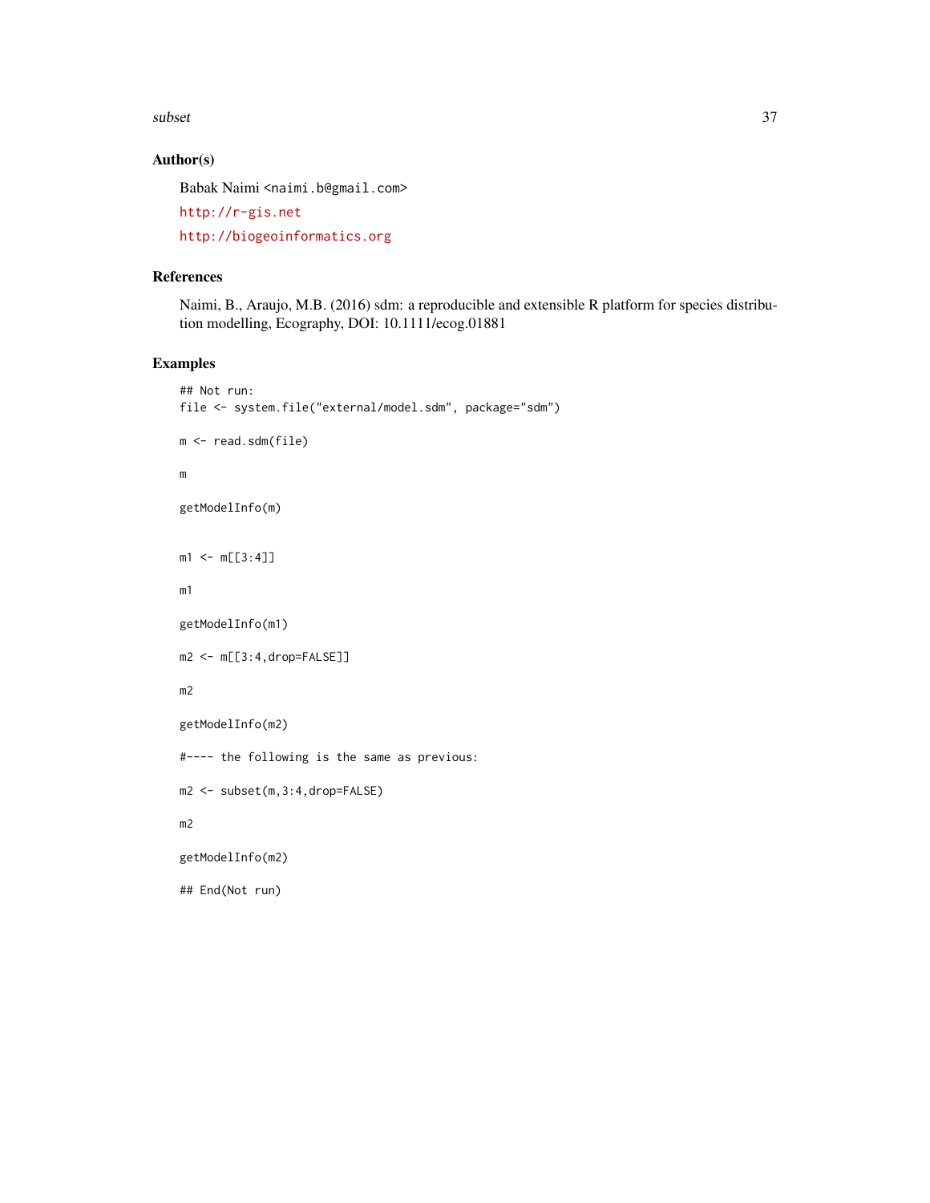## Author(s)

Babak Naimi <naimi.b@gmail.com>

http://r-gis.net

http://biogeoinformatics.org

## References

Naimi, B., Araujo, M.B. (2016) sdm: a reproducible and extensible R platform for species distribution modelling, Ecography, DOI: 10.1111/ecog.01881

## Examples

```
## Not run:
file <- system.file("external/model.sdm", package="sdm")

m <- read.sdm(file)

m

getModelInfo(m)


m1 <- m[[3:4]]

m1

getModelInfo(m1)

m2 <- m[[3:4,drop=FALSE]]

m2

getModelInfo(m2)

#---- the following is the same as previous:

m2 <- subset(m,3:4,drop=FALSE)

m2

getModelInfo(m2)

## End(Not run)
```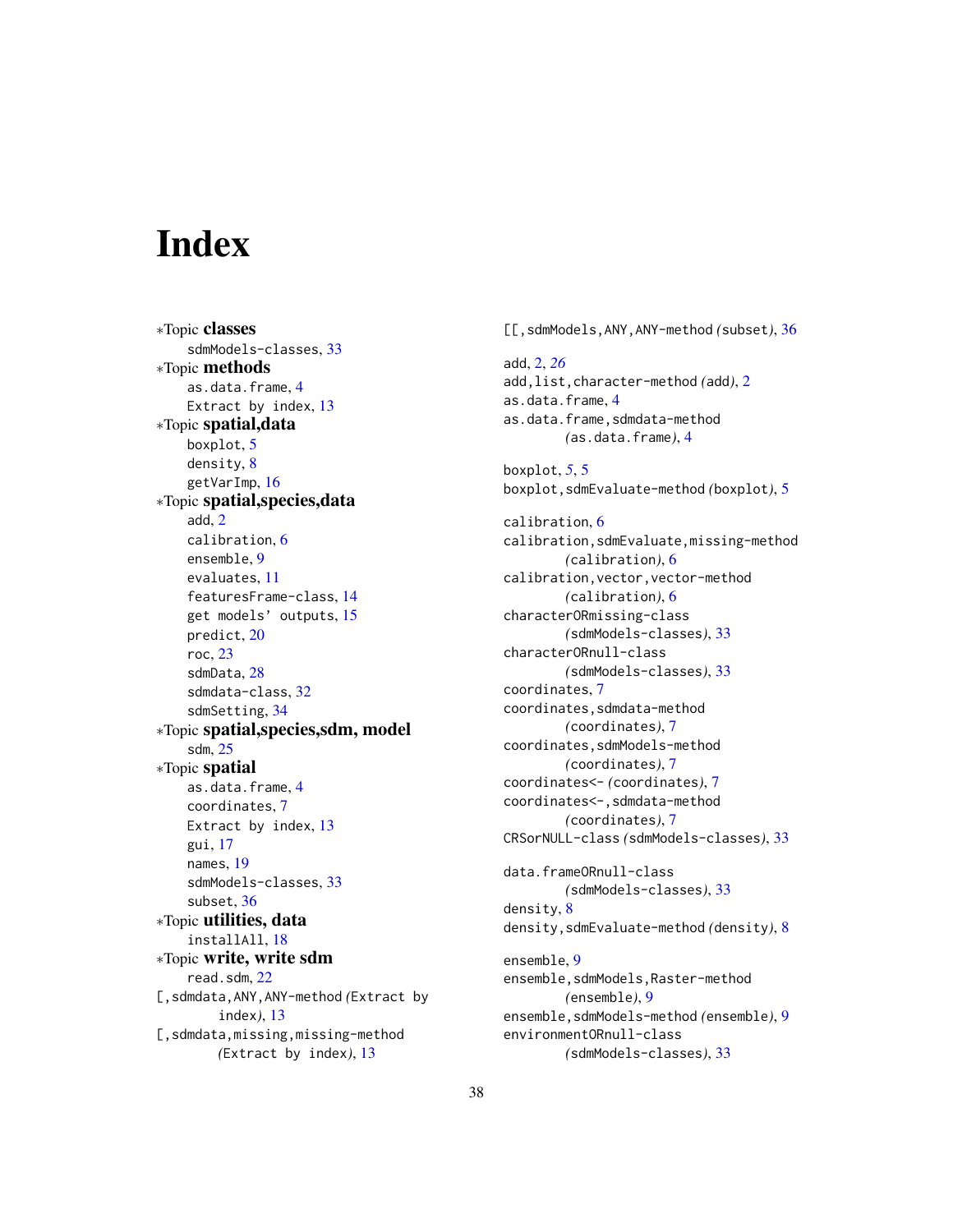# Index

∗Topic **classes**
  sdmModels-classes, 33
∗Topic **methods**
  as.data.frame, 4
  Extract by index, 13
∗Topic **spatial,data**
  boxplot, 5
  density, 8
  getVarImp, 16
∗Topic **spatial,species,data**
  add, 2
  calibration, 6
  ensemble, 9
  evaluates, 11
  featuresFrame-class, 14
  get models' outputs, 15
  predict, 20
  roc, 23
  sdmData, 28
  sdmdata-class, 32
  sdmSetting, 34
∗Topic **spatial,species,sdm, model**
  sdm, 25
∗Topic **spatial**
  as.data.frame, 4
  coordinates, 7
  Extract by index, 13
  gui, 17
  names, 19
  sdmModels-classes, 33
  subset, 36
∗Topic **utilities, data**
  installAll, 18
∗Topic **write, write sdm**
  read.sdm, 22
[,sdmdata,ANY,ANY-method *(*Extract by index*)*, 13
[,sdmdata,missing,missing-method *(*Extract by index*)*, 13

[[,sdmModels,ANY,ANY-method *(*subset*)*, 36

add, 2, *26*
add,list,character-method *(*add*)*, 2
as.data.frame, 4
as.data.frame,sdmdata-method *(*as.data.frame*)*, 4

boxplot, *5*, 5
boxplot,sdmEvaluate-method *(*boxplot*)*, 5

calibration, 6
calibration,sdmEvaluate,missing-method *(*calibration*)*, 6
calibration,vector,vector-method *(*calibration*)*, 6
characterORmissing-class *(*sdmModels-classes*)*, 33
characterORnull-class *(*sdmModels-classes*)*, 33
coordinates, 7
coordinates,sdmdata-method *(*coordinates*)*, 7
coordinates,sdmModels-method *(*coordinates*)*, 7
coordinates<- *(*coordinates*)*, 7
coordinates<-,sdmdata-method *(*coordinates*)*, 7
CRSorNULL-class *(*sdmModels-classes*)*, 33

data.frameORnull-class *(*sdmModels-classes*)*, 33
density, 8
density,sdmEvaluate-method *(*density*)*, 8

ensemble, 9
ensemble,sdmModels,Raster-method *(*ensemble*)*, 9
ensemble,sdmModels-method *(*ensemble*)*, 9
environmentORnull-class *(*sdmModels-classes*)*, 33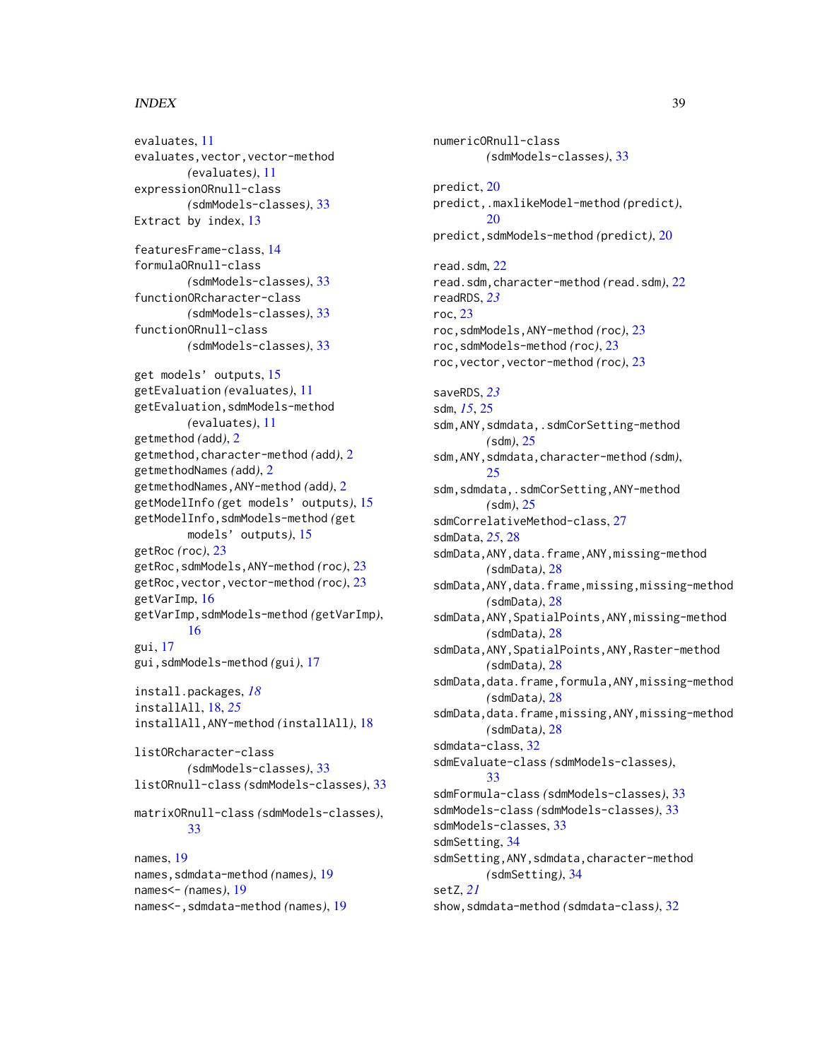evaluates, 11
evaluates,vector,vector-method (evaluates), 11
expressionORnull-class (sdmModels-classes), 33
Extract by index, 13

featuresFrame-class, 14
formulaORnull-class (sdmModels-classes), 33
functionORcharacter-class (sdmModels-classes), 33
functionORnull-class (sdmModels-classes), 33

get models' outputs, 15
getEvaluation (evaluates), 11
getEvaluation,sdmModels-method (evaluates), 11
getmethod (add), 2
getmethod,character-method (add), 2
getmethodNames (add), 2
getmethodNames,ANY-method (add), 2
getModelInfo (get models' outputs), 15
getModelInfo,sdmModels-method (get models' outputs), 15
getRoc (roc), 23
getRoc,sdmModels,ANY-method (roc), 23
getRoc,vector,vector-method (roc), 23
getVarImp, 16
getVarImp,sdmModels-method (getVarImp), 16
gui, 17
gui,sdmModels-method (gui), 17

install.packages, *18*
installAll, 18, *25*
installAll,ANY-method (installAll), 18

listORcharacter-class (sdmModels-classes), 33
listORnull-class (sdmModels-classes), 33

matrixORnull-class (sdmModels-classes), 33

names, 19
names,sdmdata-method (names), 19
names<- (names), 19
names<-,sdmdata-method (names), 19

numericORnull-class (sdmModels-classes), 33

predict, 20
predict,.maxlikeModel-method (predict), 20
predict,sdmModels-method (predict), 20

read.sdm, 22
read.sdm,character-method (read.sdm), 22
readRDS, *23*
roc, 23
roc,sdmModels,ANY-method (roc), 23
roc,sdmModels-method (roc), 23
roc,vector,vector-method (roc), 23

saveRDS, *23*
sdm, *15*, 25
sdm,ANY,sdmdata,.sdmCorSetting-method (sdm), 25
sdm,ANY,sdmdata,character-method (sdm), 25
sdm,sdmdata,.sdmCorSetting,ANY-method (sdm), 25
sdmCorrelativeMethod-class, 27
sdmData, *25*, 28
sdmData,ANY,data.frame,ANY,missing-method (sdmData), 28
sdmData,ANY,data.frame,missing,missing-method (sdmData), 28
sdmData,ANY,SpatialPoints,ANY,missing-method (sdmData), 28
sdmData,ANY,SpatialPoints,ANY,Raster-method (sdmData), 28
sdmData,data.frame,formula,ANY,missing-method (sdmData), 28
sdmData,data.frame,missing,ANY,missing-method (sdmData), 28
sdmdata-class, 32
sdmEvaluate-class (sdmModels-classes), 33
sdmFormula-class (sdmModels-classes), 33
sdmModels-class (sdmModels-classes), 33
sdmModels-classes, 33
sdmSetting, 34
sdmSetting,ANY,sdmdata,character-method (sdmSetting), 34
setZ, *21*
show,sdmdata-method (sdmdata-class), 32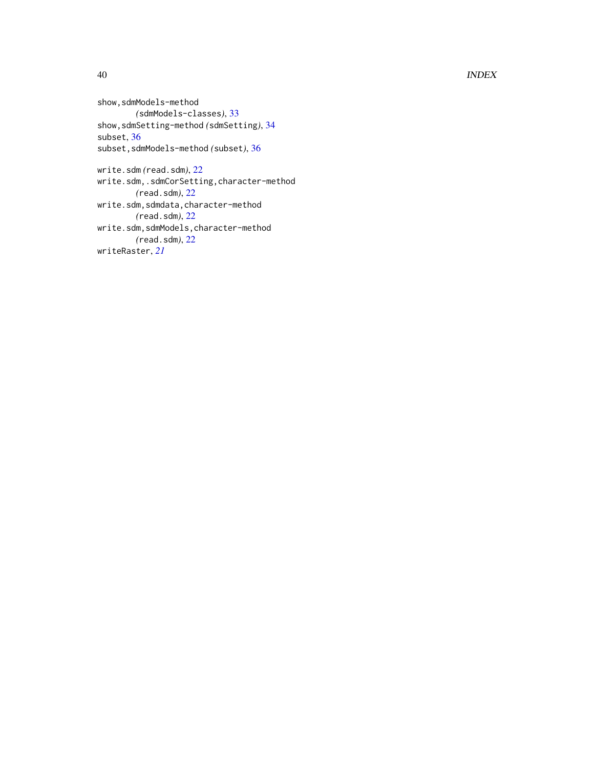show,sdmModels-method
        (sdmModels-classes), 33
show,sdmSetting-method (sdmSetting), 34
subset, 36
subset,sdmModels-method (subset), 36

write.sdm (read.sdm), 22
write.sdm,.sdmCorSetting,character-method
        (read.sdm), 22
write.sdm,sdmdata,character-method
        (read.sdm), 22
write.sdm,sdmModels,character-method
        (read.sdm), 22
writeRaster, *21*